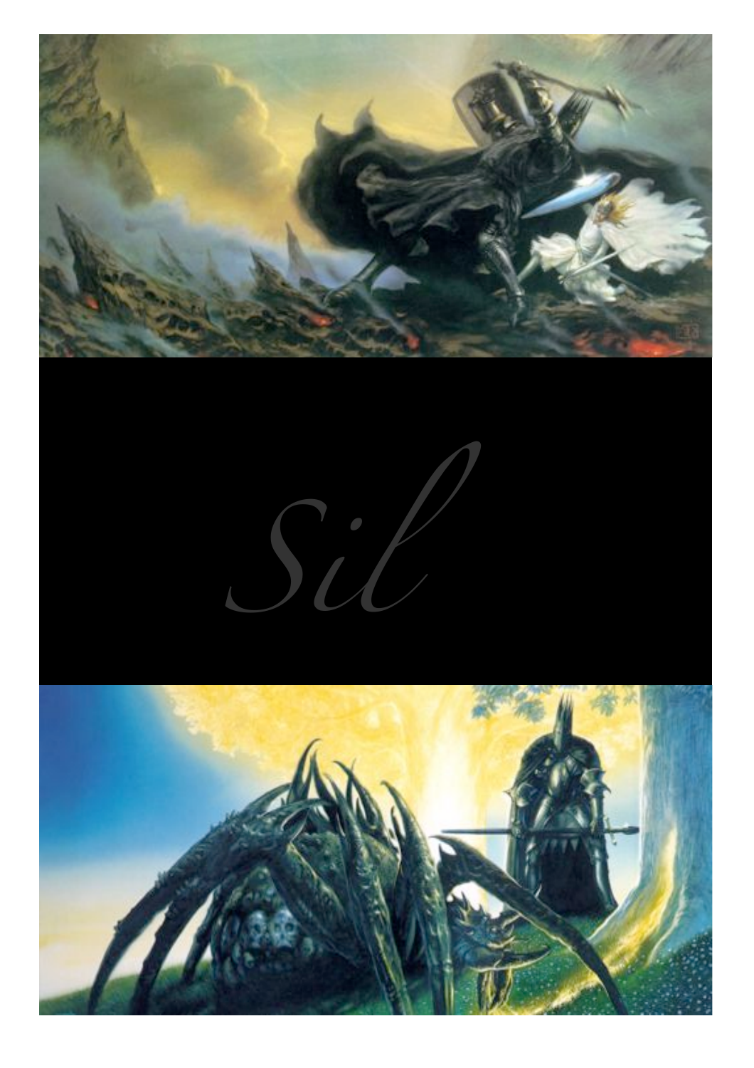# *Sil*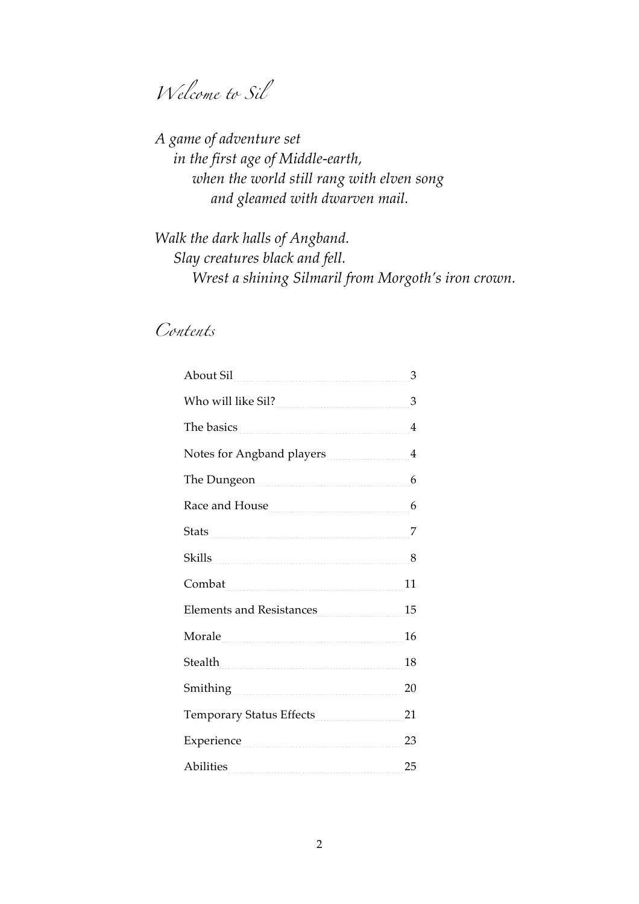# Welcome to Sil

*A game of adventure set*
*in the first age of Middle-earth,*
*when the world still rang with elven song*
*and gleamed with dwarven mail.*

*Walk the dark halls of Angband.*
*Slay creatures black and fell.*
*Wrest a shining Silmaril from Morgoth's iron crown.*

# Contents

| | |
|---|---|
| About Sil | 3 |
| Who will like Sil? | 3 |
| The basics | 4 |
| Notes for Angband players | 4 |
| The Dungeon | 6 |
| Race and House | 6 |
| Stats | 7 |
| Skills | 8 |
| Combat | 11 |
| Elements and Resistances | 15 |
| Morale | 16 |
| Stealth | 18 |
| Smithing | 20 |
| Temporary Status Effects | 21 |
| Experience | 23 |
| Abilities | 25 |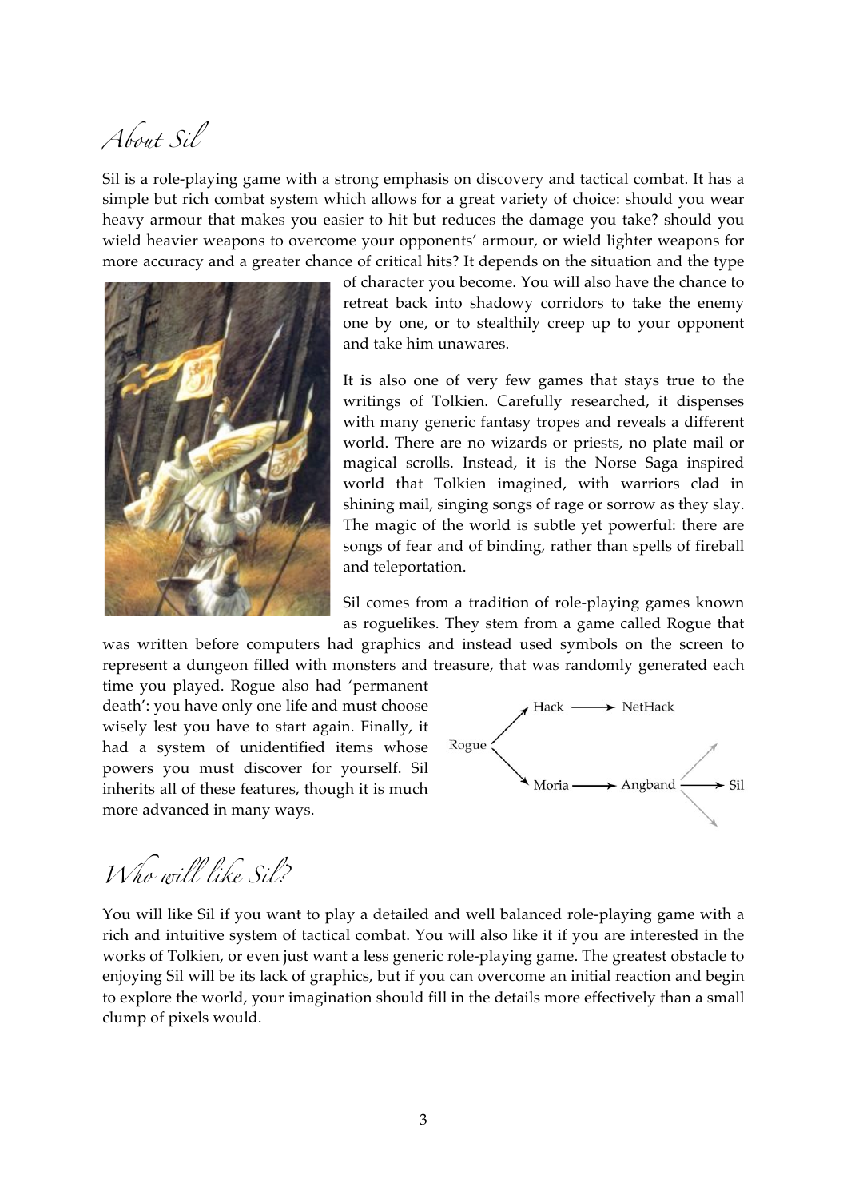## About Sil

Sil is a role-playing game with a strong emphasis on discovery and tactical combat. It has a simple but rich combat system which allows for a great variety of choice: should you wear heavy armour that makes you easier to hit but reduces the damage you take? should you wield heavier weapons to overcome your opponents' armour, or wield lighter weapons for more accuracy and a greater chance of critical hits? It depends on the situation and the type of character you become. You will also have the chance to retreat back into shadowy corridors to take the enemy one by one, or to stealthily creep up to your opponent and take him unawares.

It is also one of very few games that stays true to the writings of Tolkien. Carefully researched, it dispenses with many generic fantasy tropes and reveals a different world. There are no wizards or priests, no plate mail or magical scrolls. Instead, it is the Norse Saga inspired world that Tolkien imagined, with warriors clad in shining mail, singing songs of rage or sorrow as they slay. The magic of the world is subtle yet powerful: there are songs of fear and of binding, rather than spells of fireball and teleportation.

Sil comes from a tradition of role-playing games known as roguelikes. They stem from a game called Rogue that was written before computers had graphics and instead used symbols on the screen to represent a dungeon filled with monsters and treasure, that was randomly generated each time you played. Rogue also had 'permanent death': you have only one life and must choose wisely lest you have to start again. Finally, it had a system of unidentified items whose powers you must discover for yourself. Sil inherits all of these features, though it is much more advanced in many ways.

Rogue → Hack → NetHack
Rogue → Moria → Angband → Sil

## Who will like Sil?

You will like Sil if you want to play a detailed and well balanced role-playing game with a rich and intuitive system of tactical combat. You will also like it if you are interested in the works of Tolkien, or even just want a less generic role-playing game. The greatest obstacle to enjoying Sil will be its lack of graphics, but if you can overcome an initial reaction and begin to explore the world, your imagination should fill in the details more effectively than a small clump of pixels would.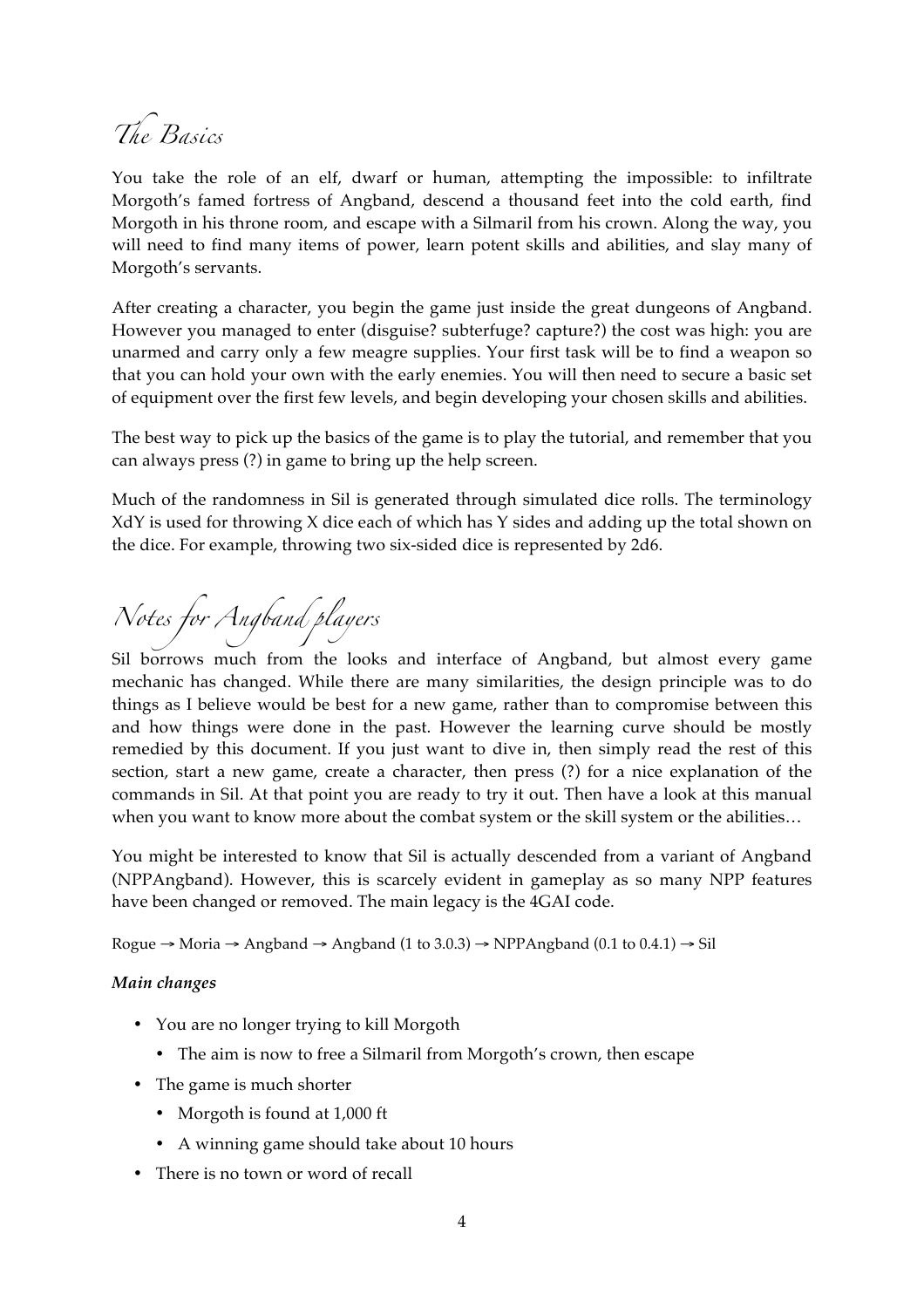## The Basics

You take the role of an elf, dwarf or human, attempting the impossible: to infiltrate Morgoth's famed fortress of Angband, descend a thousand feet into the cold earth, find Morgoth in his throne room, and escape with a Silmaril from his crown. Along the way, you will need to find many items of power, learn potent skills and abilities, and slay many of Morgoth's servants.

After creating a character, you begin the game just inside the great dungeons of Angband. However you managed to enter (disguise? subterfuge? capture?) the cost was high: you are unarmed and carry only a few meagre supplies. Your first task will be to find a weapon so that you can hold your own with the early enemies. You will then need to secure a basic set of equipment over the first few levels, and begin developing your chosen skills and abilities.

The best way to pick up the basics of the game is to play the tutorial, and remember that you can always press (?) in game to bring up the help screen.

Much of the randomness in Sil is generated through simulated dice rolls. The terminology XdY is used for throwing X dice each of which has Y sides and adding up the total shown on the dice. For example, throwing two six-sided dice is represented by 2d6.

## Notes for Angband players

Sil borrows much from the looks and interface of Angband, but almost every game mechanic has changed. While there are many similarities, the design principle was to do things as I believe would be best for a new game, rather than to compromise between this and how things were done in the past. However the learning curve should be mostly remedied by this document. If you just want to dive in, then simply read the rest of this section, start a new game, create a character, then press (?) for a nice explanation of the commands in Sil. At that point you are ready to try it out. Then have a look at this manual when you want to know more about the combat system or the skill system or the abilities…

You might be interested to know that Sil is actually descended from a variant of Angband (NPPAngband). However, this is scarcely evident in gameplay as so many NPP features have been changed or removed. The main legacy is the 4GAI code.

Rogue → Moria → Angband → Angband (1 to 3.0.3) → NPPAngband (0.1 to 0.4.1) → Sil

***Main changes***

- You are no longer trying to kill Morgoth
  - The aim is now to free a Silmaril from Morgoth's crown, then escape
- The game is much shorter
  - Morgoth is found at 1,000 ft
  - A winning game should take about 10 hours
- There is no town or word of recall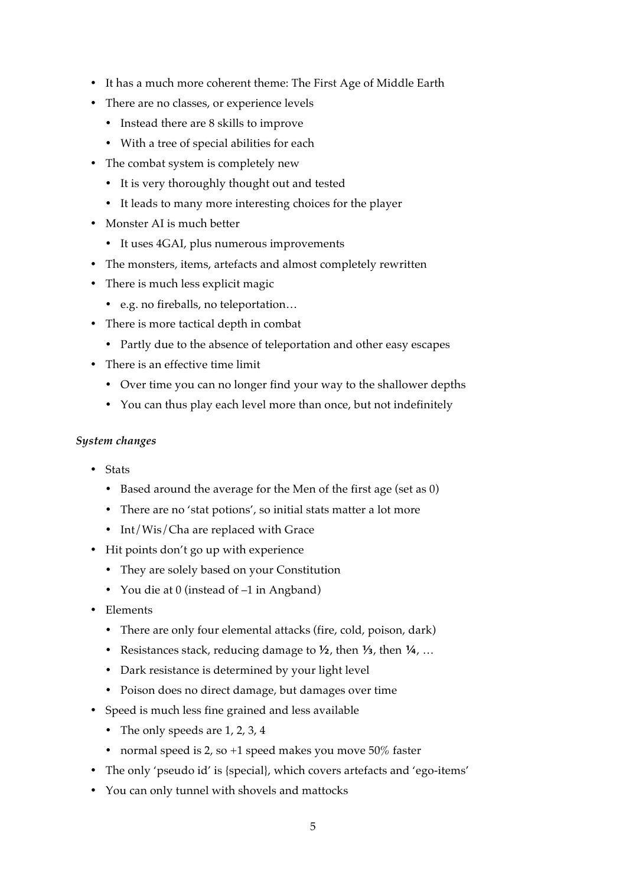- It has a much more coherent theme: The First Age of Middle Earth
- There are no classes, or experience levels
  - Instead there are 8 skills to improve
  - With a tree of special abilities for each
- The combat system is completely new
  - It is very thoroughly thought out and tested
  - It leads to many more interesting choices for the player
- Monster AI is much better
  - It uses 4GAI, plus numerous improvements
- The monsters, items, artefacts and almost completely rewritten
- There is much less explicit magic
  - e.g. no fireballs, no teleportation…
- There is more tactical depth in combat
  - Partly due to the absence of teleportation and other easy escapes
- There is an effective time limit
  - Over time you can no longer find your way to the shallower depths
  - You can thus play each level more than once, but not indefinitely

*System changes*

- Stats
  - Based around the average for the Men of the first age (set as 0)
  - There are no 'stat potions', so initial stats matter a lot more
  - Int/Wis/Cha are replaced with Grace
- Hit points don't go up with experience
  - They are solely based on your Constitution
  - You die at 0 (instead of –1 in Angband)
- Elements
  - There are only four elemental attacks (fire, cold, poison, dark)
  - Resistances stack, reducing damage to ½, then ⅓, then ¼, …
  - Dark resistance is determined by your light level
  - Poison does no direct damage, but damages over time
- Speed is much less fine grained and less available
  - The only speeds are 1, 2, 3, 4
  - normal speed is 2, so +1 speed makes you move 50% faster
- The only 'pseudo id' is {special}, which covers artefacts and 'ego-items'
- You can only tunnel with shovels and mattocks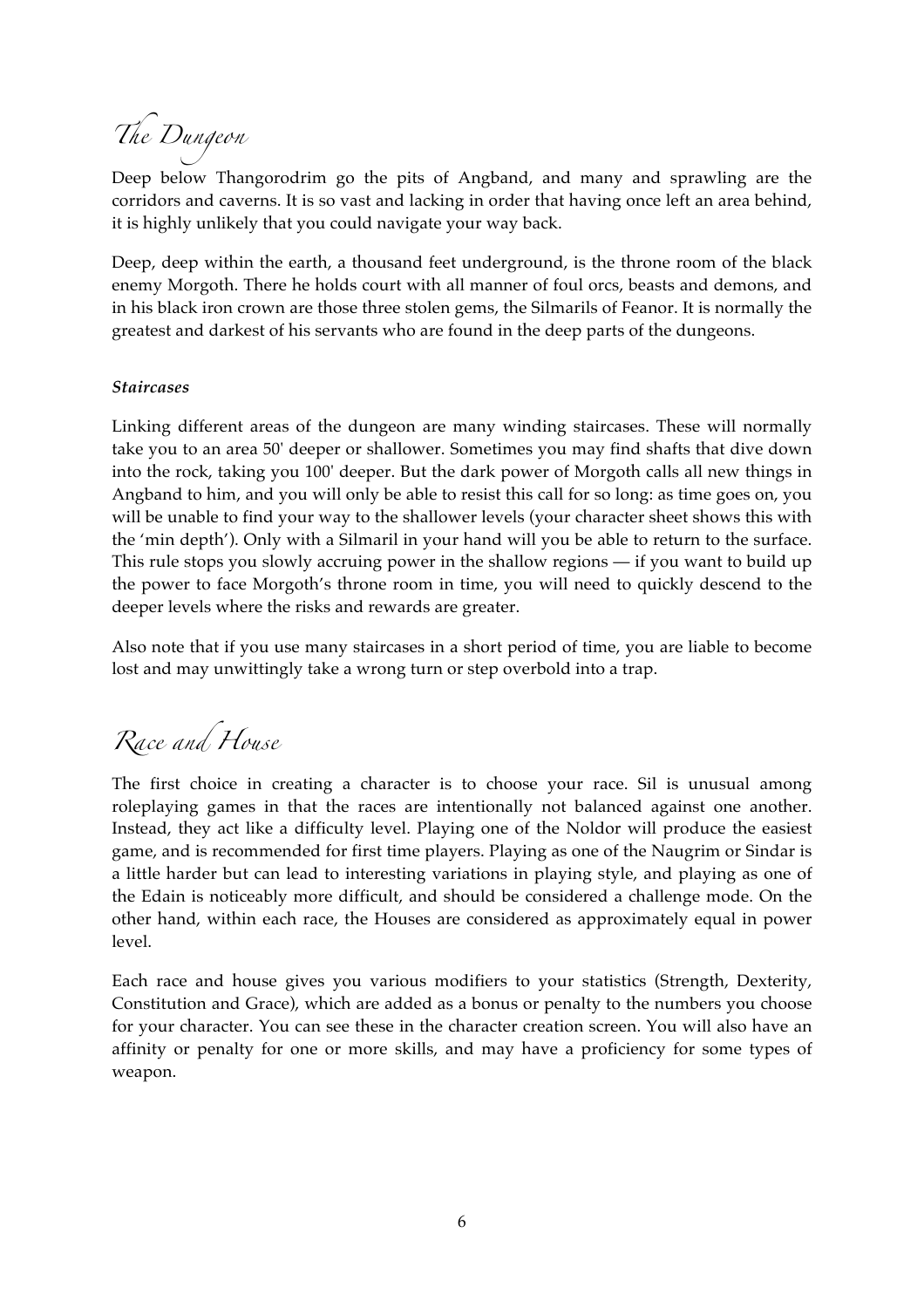# The Dungeon

Deep below Thangorodrim go the pits of Angband, and many and sprawling are the corridors and caverns. It is so vast and lacking in order that having once left an area behind, it is highly unlikely that you could navigate your way back.

Deep, deep within the earth, a thousand feet underground, is the throne room of the black enemy Morgoth. There he holds court with all manner of foul orcs, beasts and demons, and in his black iron crown are those three stolen gems, the Silmarils of Feanor. It is normally the greatest and darkest of his servants who are found in the deep parts of the dungeons.

***Staircases***

Linking different areas of the dungeon are many winding staircases. These will normally take you to an area 50' deeper or shallower. Sometimes you may find shafts that dive down into the rock, taking you 100' deeper. But the dark power of Morgoth calls all new things in Angband to him, and you will only be able to resist this call for so long: as time goes on, you will be unable to find your way to the shallower levels (your character sheet shows this with the 'min depth'). Only with a Silmaril in your hand will you be able to return to the surface. This rule stops you slowly accruing power in the shallow regions — if you want to build up the power to face Morgoth's throne room in time, you will need to quickly descend to the deeper levels where the risks and rewards are greater.

Also note that if you use many staircases in a short period of time, you are liable to become lost and may unwittingly take a wrong turn or step overbold into a trap.

# Race and House

The first choice in creating a character is to choose your race. Sil is unusual among roleplaying games in that the races are intentionally not balanced against one another. Instead, they act like a difficulty level. Playing one of the Noldor will produce the easiest game, and is recommended for first time players. Playing as one of the Naugrim or Sindar is a little harder but can lead to interesting variations in playing style, and playing as one of the Edain is noticeably more difficult, and should be considered a challenge mode. On the other hand, within each race, the Houses are considered as approximately equal in power level.

Each race and house gives you various modifiers to your statistics (Strength, Dexterity, Constitution and Grace), which are added as a bonus or penalty to the numbers you choose for your character. You can see these in the character creation screen. You will also have an affinity or penalty for one or more skills, and may have a proficiency for some types of weapon.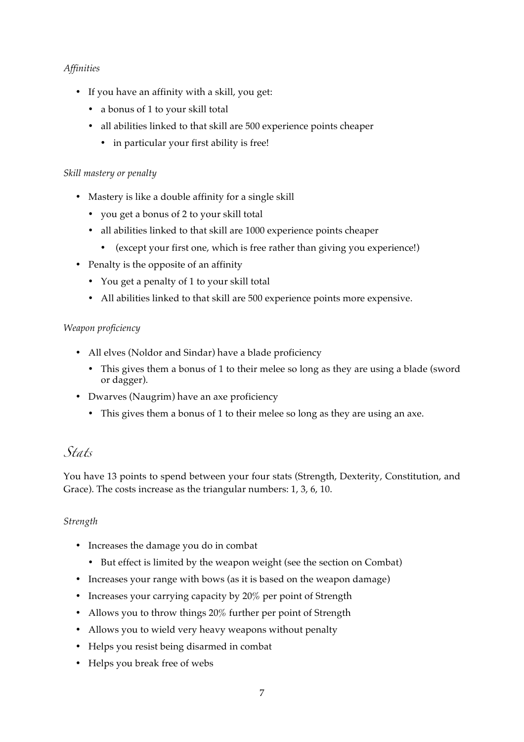*Affinities*

- If you have an affinity with a skill, you get:
  - a bonus of 1 to your skill total
  - all abilities linked to that skill are 500 experience points cheaper
    - in particular your first ability is free!

*Skill mastery or penalty*

- Mastery is like a double affinity for a single skill
  - you get a bonus of 2 to your skill total
  - all abilities linked to that skill are 1000 experience points cheaper
    - (except your first one, which is free rather than giving you experience!)
- Penalty is the opposite of an affinity
  - You get a penalty of 1 to your skill total
  - All abilities linked to that skill are 500 experience points more expensive.

*Weapon proficiency*

- All elves (Noldor and Sindar) have a blade proficiency
  - This gives them a bonus of 1 to their melee so long as they are using a blade (sword or dagger).
- Dwarves (Naugrim) have an axe proficiency
  - This gives them a bonus of 1 to their melee so long as they are using an axe.

## Stats

You have 13 points to spend between your four stats (Strength, Dexterity, Constitution, and Grace). The costs increase as the triangular numbers: 1, 3, 6, 10.

*Strength*

- Increases the damage you do in combat
  - But effect is limited by the weapon weight (see the section on Combat)
- Increases your range with bows (as it is based on the weapon damage)
- Increases your carrying capacity by 20% per point of Strength
- Allows you to throw things 20% further per point of Strength
- Allows you to wield very heavy weapons without penalty
- Helps you resist being disarmed in combat
- Helps you break free of webs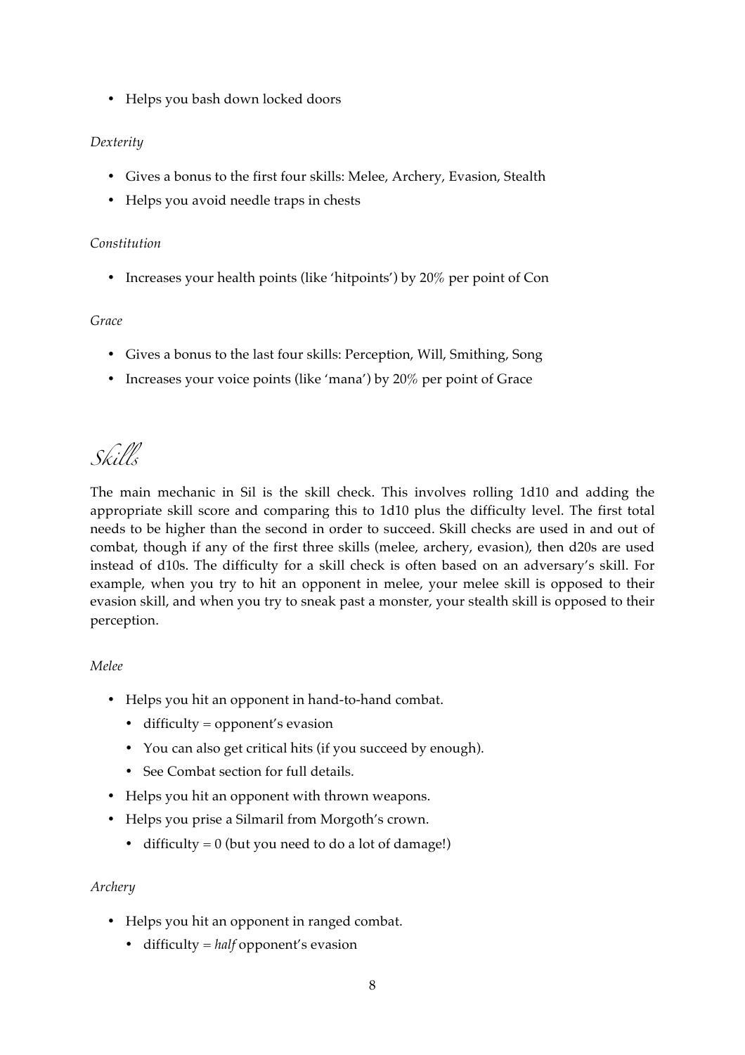- Helps you bash down locked doors

*Dexterity*

- Gives a bonus to the first four skills: Melee, Archery, Evasion, Stealth
- Helps you avoid needle traps in chests

*Constitution*

- Increases your health points (like 'hitpoints') by 20% per point of Con

*Grace*

- Gives a bonus to the last four skills: Perception, Will, Smithing, Song
- Increases your voice points (like 'mana') by 20% per point of Grace

# *Skills*

The main mechanic in Sil is the skill check. This involves rolling 1d10 and adding the appropriate skill score and comparing this to 1d10 plus the difficulty level. The first total needs to be higher than the second in order to succeed. Skill checks are used in and out of combat, though if any of the first three skills (melee, archery, evasion), then d20s are used instead of d10s. The difficulty for a skill check is often based on an adversary's skill. For example, when you try to hit an opponent in melee, your melee skill is opposed to their evasion skill, and when you try to sneak past a monster, your stealth skill is opposed to their perception.

*Melee*

- Helps you hit an opponent in hand-to-hand combat.
  - difficulty = opponent's evasion
  - You can also get critical hits (if you succeed by enough).
  - See Combat section for full details.
- Helps you hit an opponent with thrown weapons.
- Helps you prise a Silmaril from Morgoth's crown.
  - difficulty = 0 (but you need to do a lot of damage!)

*Archery*

- Helps you hit an opponent in ranged combat.
  - difficulty = *half* opponent's evasion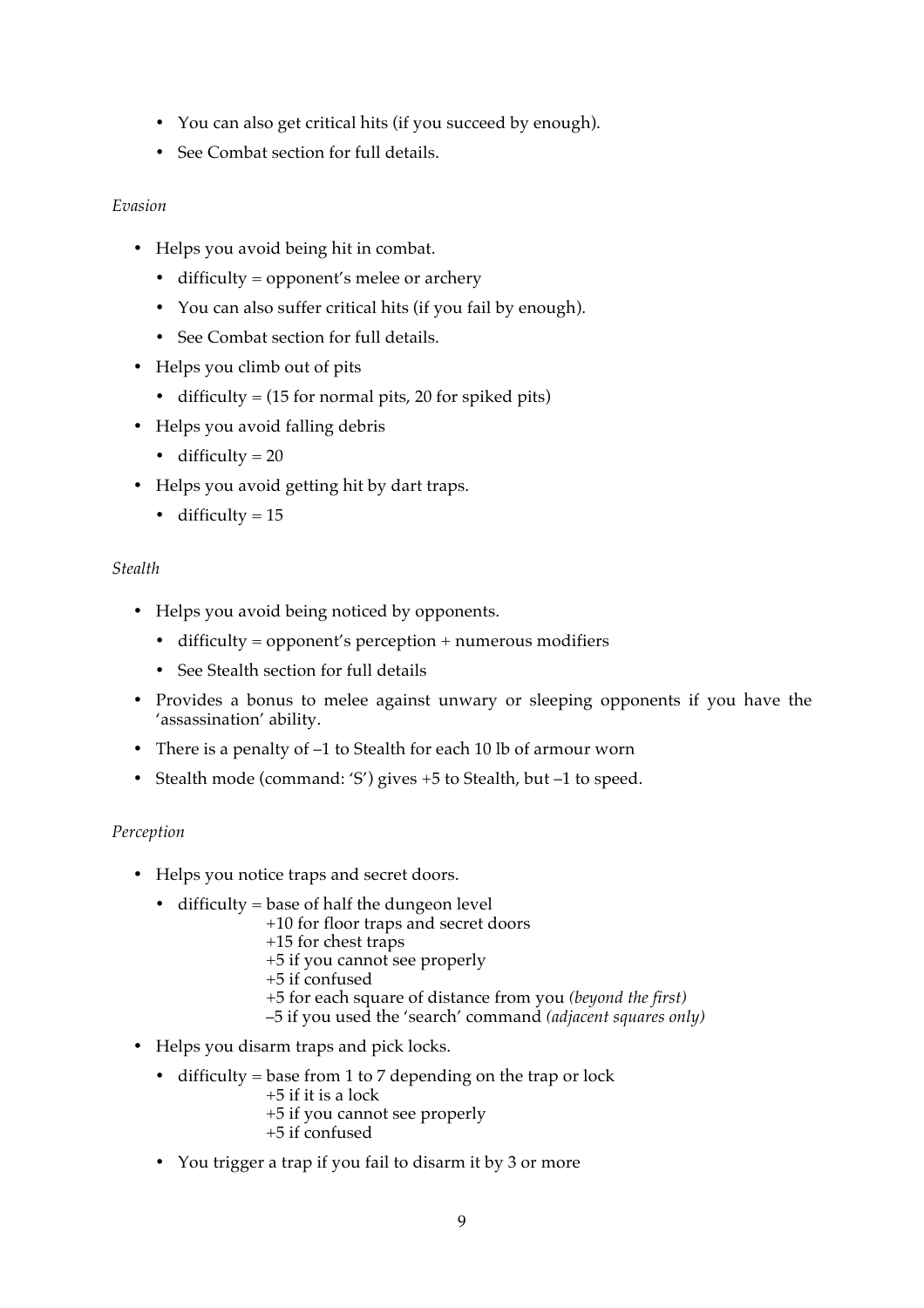- You can also get critical hits (if you succeed by enough).
- See Combat section for full details.

*Evasion*

- Helps you avoid being hit in combat.
  - difficulty = opponent's melee or archery
  - You can also suffer critical hits (if you fail by enough).
  - See Combat section for full details.
- Helps you climb out of pits
  - difficulty = (15 for normal pits, 20 for spiked pits)
- Helps you avoid falling debris
  - difficulty = 20
- Helps you avoid getting hit by dart traps.
  - difficulty = 15

*Stealth*

- Helps you avoid being noticed by opponents.
  - difficulty = opponent's perception + numerous modifiers
  - See Stealth section for full details
- Provides a bonus to melee against unwary or sleeping opponents if you have the 'assassination' ability.
- There is a penalty of –1 to Stealth for each 10 lb of armour worn
- Stealth mode (command: 'S') gives +5 to Stealth, but –1 to speed.

*Perception*

- Helps you notice traps and secret doors.
  - difficulty = base of half the dungeon level  
    +10 for floor traps and secret doors  
    +15 for chest traps  
    +5 if you cannot see properly  
    +5 if confused  
    +5 for each square of distance from you *(beyond the first)*  
    –5 if you used the 'search' command *(adjacent squares only)*
- Helps you disarm traps and pick locks.
  - difficulty = base from 1 to 7 depending on the trap or lock  
    +5 if it is a lock  
    +5 if you cannot see properly  
    +5 if confused
  - You trigger a trap if you fail to disarm it by 3 or more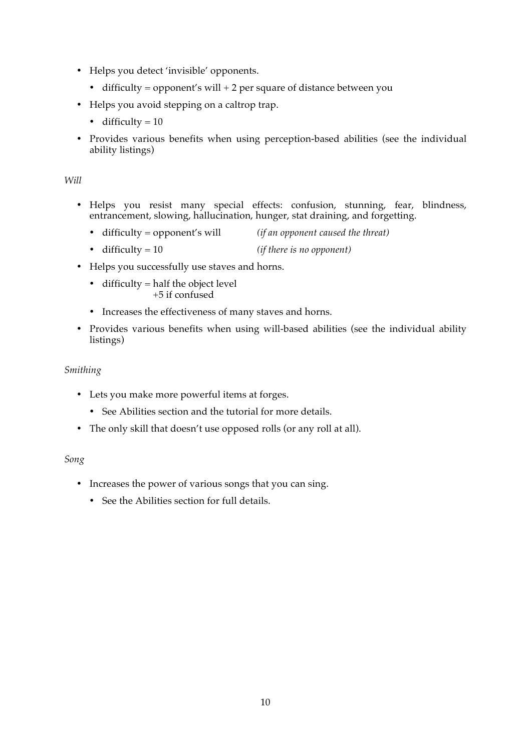- Helps you detect 'invisible' opponents.
  - difficulty = opponent's will + 2 per square of distance between you
- Helps you avoid stepping on a caltrop trap.
  - difficulty = 10
- Provides various benefits when using perception-based abilities (see the individual ability listings)

*Will*

- Helps you resist many special effects: confusion, stunning, fear, blindness, entrancement, slowing, hallucination, hunger, stat draining, and forgetting.
  - difficulty = opponent's will *(if an opponent caused the threat)*
  - difficulty = 10 *(if there is no opponent)*
- Helps you successfully use staves and horns.
  - difficulty = half the object level
    +5 if confused
  - Increases the effectiveness of many staves and horns.
- Provides various benefits when using will-based abilities (see the individual ability listings)

*Smithing*

- Lets you make more powerful items at forges.
  - See Abilities section and the tutorial for more details.
- The only skill that doesn't use opposed rolls (or any roll at all).

*Song*

- Increases the power of various songs that you can sing.
  - See the Abilities section for full details.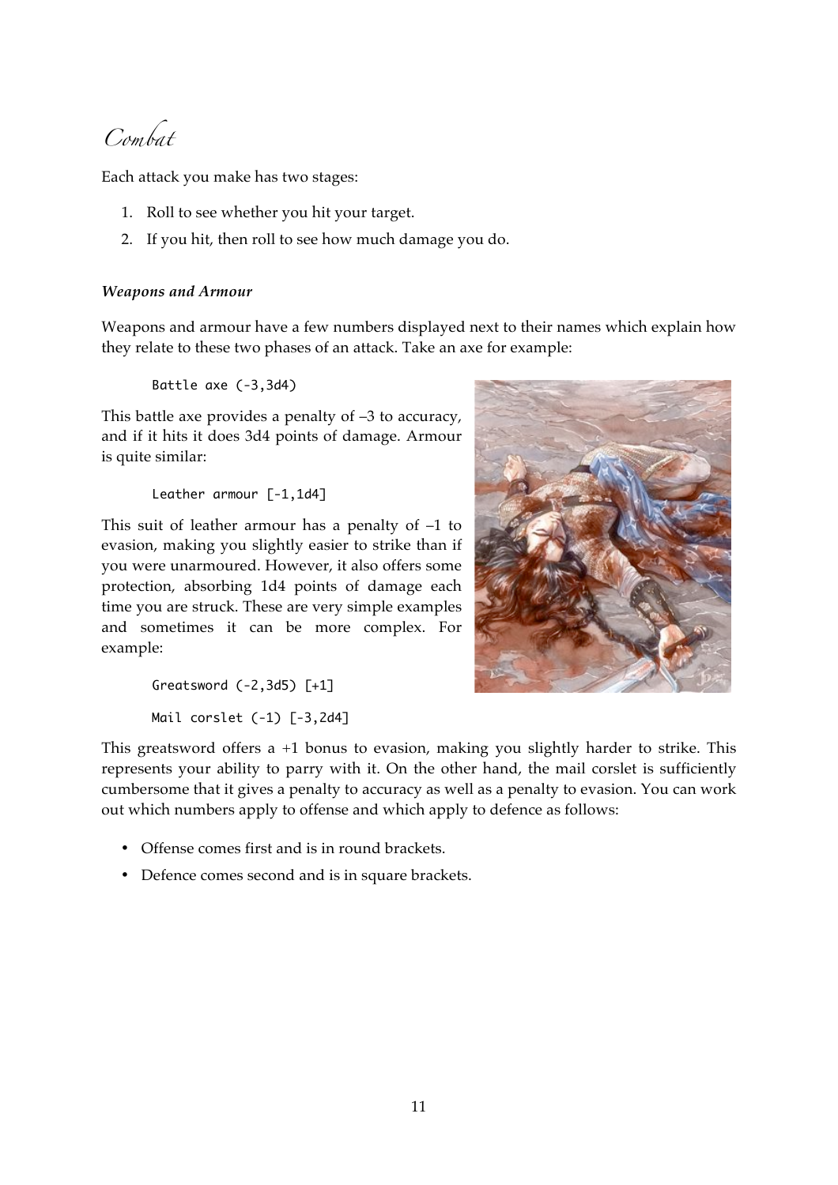# Combat

Each attack you make has two stages:

1. Roll to see whether you hit your target.
2. If you hit, then roll to see how much damage you do.

### *Weapons and Armour*

Weapons and armour have a few numbers displayed next to their names which explain how they relate to these two phases of an attack. Take an axe for example:

```
Battle axe (-3,3d4)
```

This battle axe provides a penalty of –3 to accuracy, and if it hits it does 3d4 points of damage. Armour is quite similar:

```
Leather armour [-1,1d4]
```

This suit of leather armour has a penalty of –1 to evasion, making you slightly easier to strike than if you were unarmoured. However, it also offers some protection, absorbing 1d4 points of damage each time you are struck. These are very simple examples and sometimes it can be more complex. For example:

```
Greatsword (-2,3d5) [+1]

Mail corslet (-1) [-3,2d4]
```

This greatsword offers a +1 bonus to evasion, making you slightly harder to strike. This represents your ability to parry with it. On the other hand, the mail corslet is sufficiently cumbersome that it gives a penalty to accuracy as well as a penalty to evasion. You can work out which numbers apply to offense and which apply to defence as follows:

- Offense comes first and is in round brackets.
- Defence comes second and is in square brackets.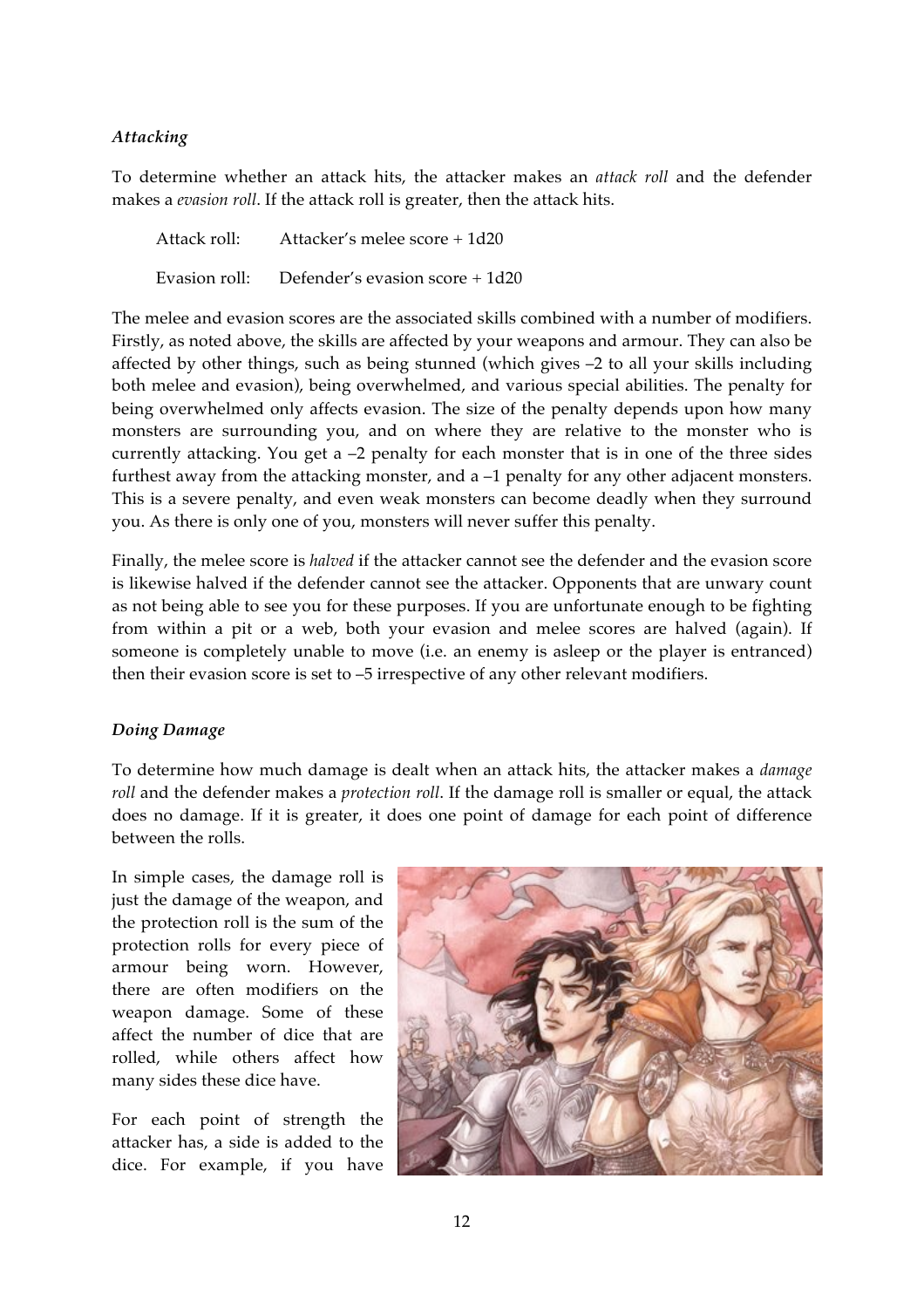### *Attacking*

To determine whether an attack hits, the attacker makes an *attack roll* and the defender makes a *evasion roll*. If the attack roll is greater, then the attack hits.

Attack roll: Attacker's melee score + 1d20

Evasion roll: Defender's evasion score + 1d20

The melee and evasion scores are the associated skills combined with a number of modifiers. Firstly, as noted above, the skills are affected by your weapons and armour. They can also be affected by other things, such as being stunned (which gives –2 to all your skills including both melee and evasion), being overwhelmed, and various special abilities. The penalty for being overwhelmed only affects evasion. The size of the penalty depends upon how many monsters are surrounding you, and on where they are relative to the monster who is currently attacking. You get a –2 penalty for each monster that is in one of the three sides furthest away from the attacking monster, and a –1 penalty for any other adjacent monsters. This is a severe penalty, and even weak monsters can become deadly when they surround you. As there is only one of you, monsters will never suffer this penalty.

Finally, the melee score is *halved* if the attacker cannot see the defender and the evasion score is likewise halved if the defender cannot see the attacker. Opponents that are unwary count as not being able to see you for these purposes. If you are unfortunate enough to be fighting from within a pit or a web, both your evasion and melee scores are halved (again). If someone is completely unable to move (i.e. an enemy is asleep or the player is entranced) then their evasion score is set to –5 irrespective of any other relevant modifiers.

### *Doing Damage*

To determine how much damage is dealt when an attack hits, the attacker makes a *damage roll* and the defender makes a *protection roll*. If the damage roll is smaller or equal, the attack does no damage. If it is greater, it does one point of damage for each point of difference between the rolls.

In simple cases, the damage roll is just the damage of the weapon, and the protection roll is the sum of the protection rolls for every piece of armour being worn. However, there are often modifiers on the weapon damage. Some of these affect the number of dice that are rolled, while others affect how many sides these dice have.

For each point of strength the attacker has, a side is added to the dice. For example, if you have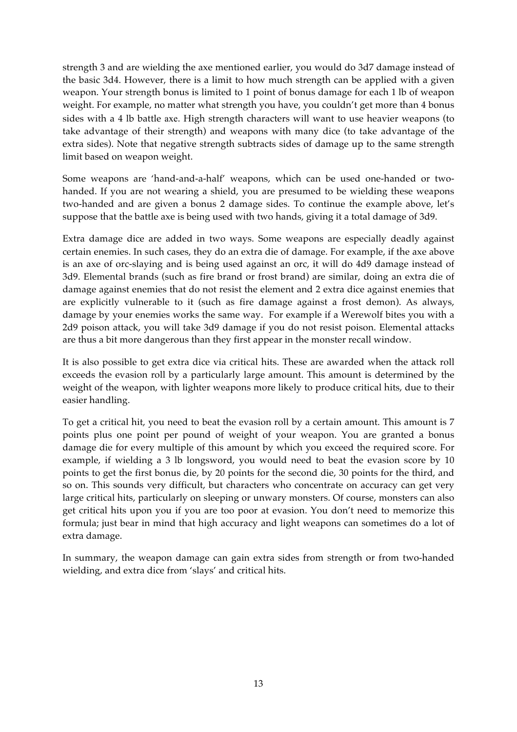strength 3 and are wielding the axe mentioned earlier, you would do 3d7 damage instead of the basic 3d4. However, there is a limit to how much strength can be applied with a given weapon. Your strength bonus is limited to 1 point of bonus damage for each 1 lb of weapon weight. For example, no matter what strength you have, you couldn't get more than 4 bonus sides with a 4 lb battle axe. High strength characters will want to use heavier weapons (to take advantage of their strength) and weapons with many dice (to take advantage of the extra sides). Note that negative strength subtracts sides of damage up to the same strength limit based on weapon weight.

Some weapons are 'hand-and-a-half' weapons, which can be used one-handed or two-handed. If you are not wearing a shield, you are presumed to be wielding these weapons two-handed and are given a bonus 2 damage sides. To continue the example above, let's suppose that the battle axe is being used with two hands, giving it a total damage of 3d9.

Extra damage dice are added in two ways. Some weapons are especially deadly against certain enemies. In such cases, they do an extra die of damage. For example, if the axe above is an axe of orc-slaying and is being used against an orc, it will do 4d9 damage instead of 3d9. Elemental brands (such as fire brand or frost brand) are similar, doing an extra die of damage against enemies that do not resist the element and 2 extra dice against enemies that are explicitly vulnerable to it (such as fire damage against a frost demon). As always, damage by your enemies works the same way. For example if a Werewolf bites you with a 2d9 poison attack, you will take 3d9 damage if you do not resist poison. Elemental attacks are thus a bit more dangerous than they first appear in the monster recall window.

It is also possible to get extra dice via critical hits. These are awarded when the attack roll exceeds the evasion roll by a particularly large amount. This amount is determined by the weight of the weapon, with lighter weapons more likely to produce critical hits, due to their easier handling.

To get a critical hit, you need to beat the evasion roll by a certain amount. This amount is 7 points plus one point per pound of weight of your weapon. You are granted a bonus damage die for every multiple of this amount by which you exceed the required score. For example, if wielding a 3 lb longsword, you would need to beat the evasion score by 10 points to get the first bonus die, by 20 points for the second die, 30 points for the third, and so on. This sounds very difficult, but characters who concentrate on accuracy can get very large critical hits, particularly on sleeping or unwary monsters. Of course, monsters can also get critical hits upon you if you are too poor at evasion. You don't need to memorize this formula; just bear in mind that high accuracy and light weapons can sometimes do a lot of extra damage.

In summary, the weapon damage can gain extra sides from strength or from two-handed wielding, and extra dice from 'slays' and critical hits.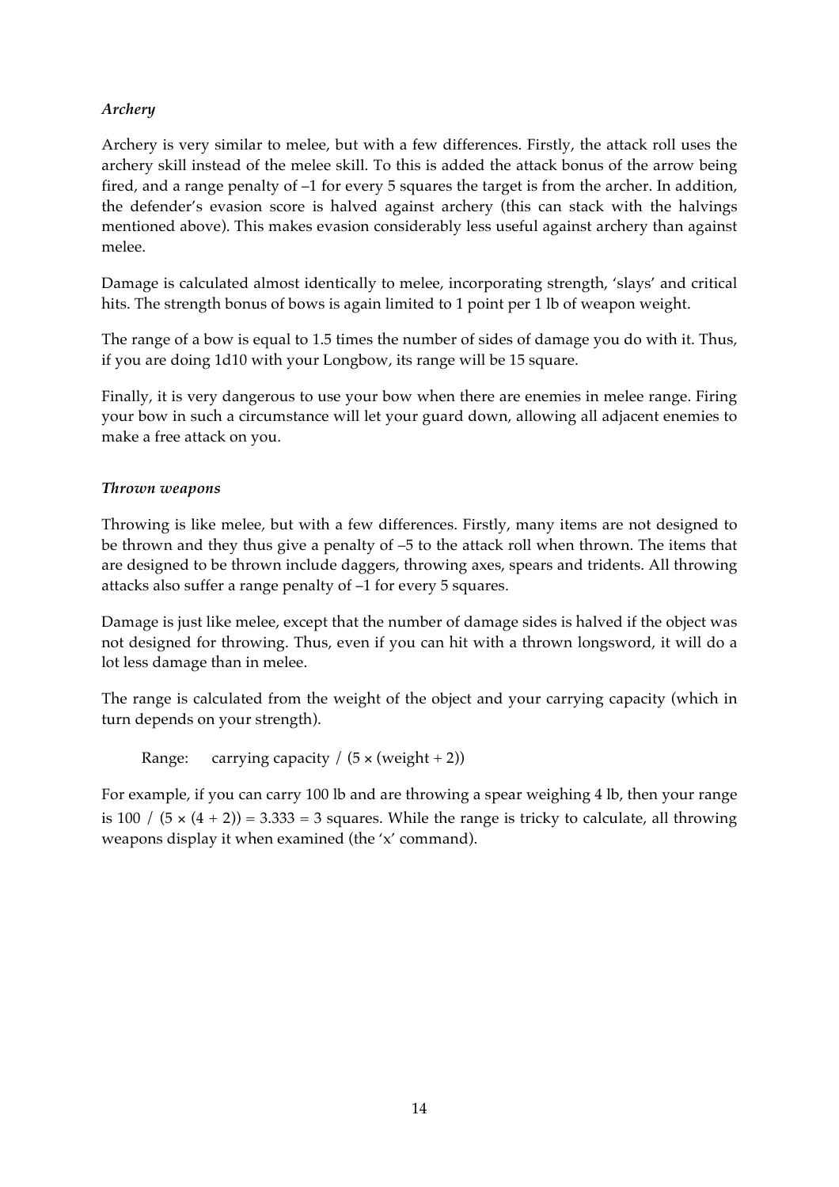### *Archery*

Archery is very similar to melee, but with a few differences. Firstly, the attack roll uses the archery skill instead of the melee skill. To this is added the attack bonus of the arrow being fired, and a range penalty of –1 for every 5 squares the target is from the archer. In addition, the defender's evasion score is halved against archery (this can stack with the halvings mentioned above). This makes evasion considerably less useful against archery than against melee.

Damage is calculated almost identically to melee, incorporating strength, 'slays' and critical hits. The strength bonus of bows is again limited to 1 point per 1 lb of weapon weight.

The range of a bow is equal to 1.5 times the number of sides of damage you do with it. Thus, if you are doing 1d10 with your Longbow, its range will be 15 square.

Finally, it is very dangerous to use your bow when there are enemies in melee range. Firing your bow in such a circumstance will let your guard down, allowing all adjacent enemies to make a free attack on you.

### *Thrown weapons*

Throwing is like melee, but with a few differences. Firstly, many items are not designed to be thrown and they thus give a penalty of –5 to the attack roll when thrown. The items that are designed to be thrown include daggers, throwing axes, spears and tridents. All throwing attacks also suffer a range penalty of –1 for every 5 squares.

Damage is just like melee, except that the number of damage sides is halved if the object was not designed for throwing. Thus, even if you can hit with a thrown longsword, it will do a lot less damage than in melee.

The range is calculated from the weight of the object and your carrying capacity (which in turn depends on your strength).

Range: $\text{carrying capacity} \,/\, (5 \times (\text{weight} + 2))$

For example, if you can carry 100 lb and are throwing a spear weighing 4 lb, then your range is $100 \,/\, (5 \times (4 + 2)) = 3.333 = 3$ squares. While the range is tricky to calculate, all throwing weapons display it when examined (the 'x' command).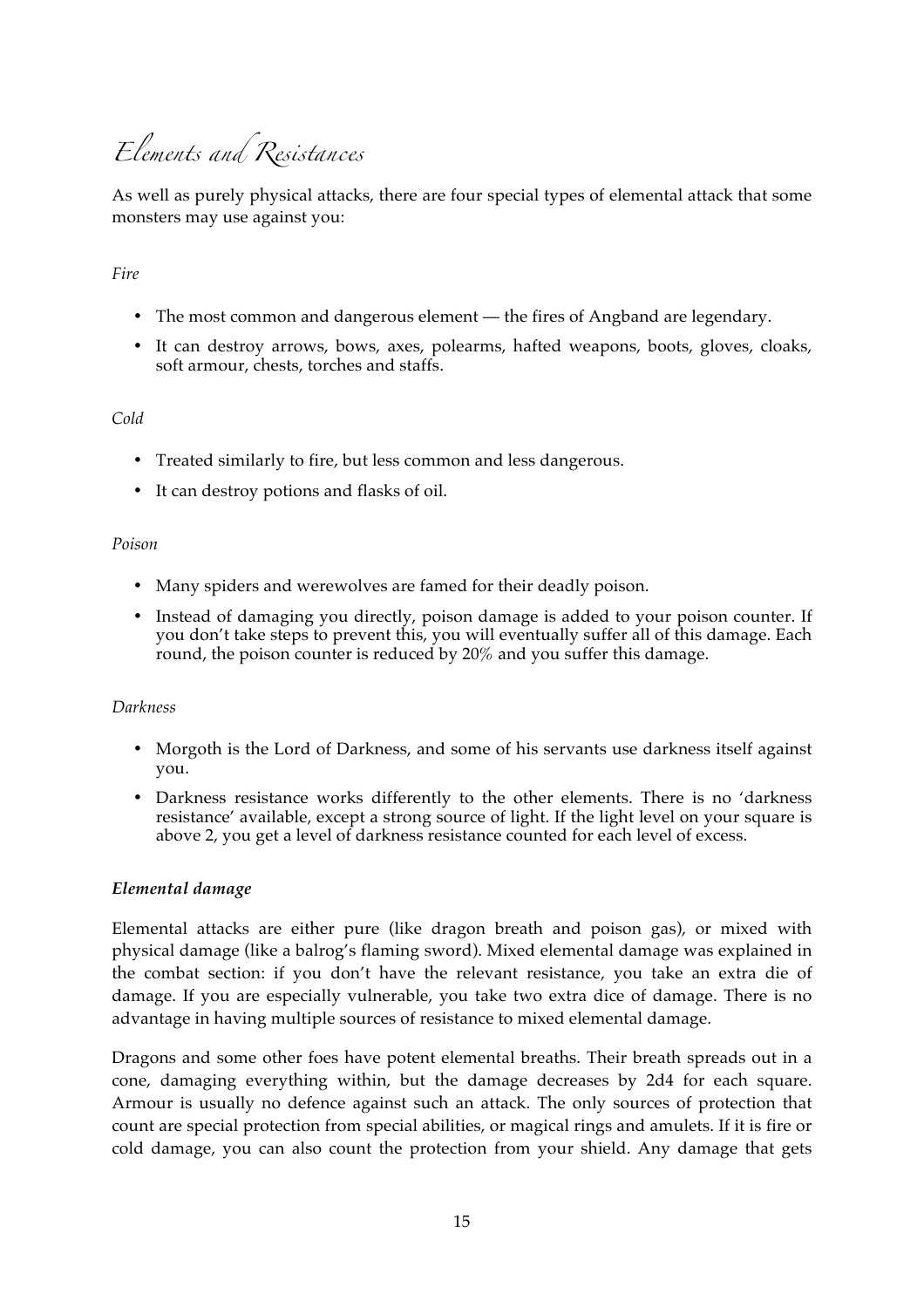# Elements and Resistances

As well as purely physical attacks, there are four special types of elemental attack that some monsters may use against you:

*Fire*

- The most common and dangerous element — the fires of Angband are legendary.
- It can destroy arrows, bows, axes, polearms, hafted weapons, boots, gloves, cloaks, soft armour, chests, torches and staffs.

*Cold*

- Treated similarly to fire, but less common and less dangerous.
- It can destroy potions and flasks of oil.

*Poison*

- Many spiders and werewolves are famed for their deadly poison.
- Instead of damaging you directly, poison damage is added to your poison counter. If you don't take steps to prevent this, you will eventually suffer all of this damage. Each round, the poison counter is reduced by 20% and you suffer this damage.

*Darkness*

- Morgoth is the Lord of Darkness, and some of his servants use darkness itself against you.
- Darkness resistance works differently to the other elements. There is no 'darkness resistance' available, except a strong source of light. If the light level on your square is above 2, you get a level of darkness resistance counted for each level of excess.

### *Elemental damage*

Elemental attacks are either pure (like dragon breath and poison gas), or mixed with physical damage (like a balrog's flaming sword). Mixed elemental damage was explained in the combat section: if you don't have the relevant resistance, you take an extra die of damage. If you are especially vulnerable, you take two extra dice of damage. There is no advantage in having multiple sources of resistance to mixed elemental damage.

Dragons and some other foes have potent elemental breaths. Their breath spreads out in a cone, damaging everything within, but the damage decreases by 2d4 for each square. Armour is usually no defence against such an attack. The only sources of protection that count are special protection from special abilities, or magical rings and amulets. If it is fire or cold damage, you can also count the protection from your shield. Any damage that gets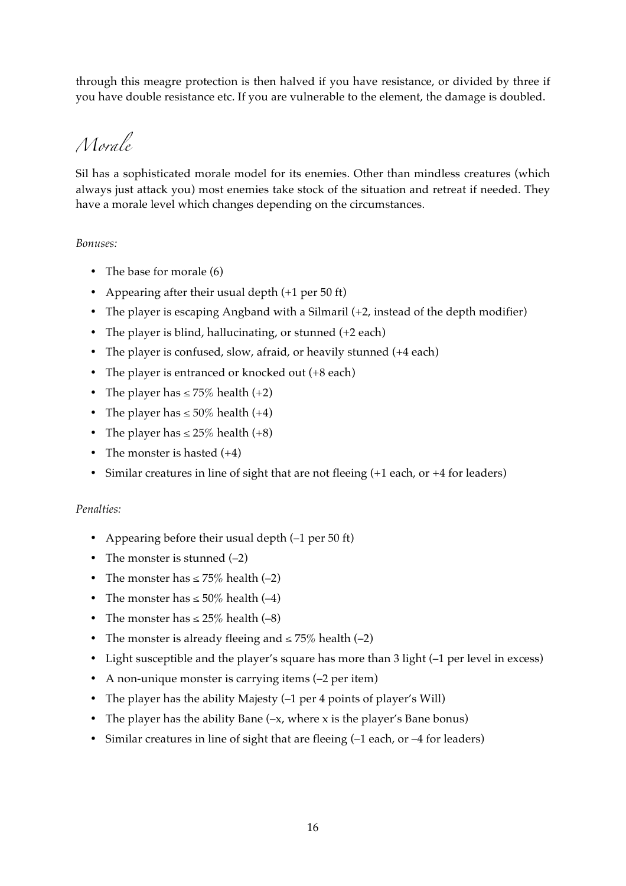through this meagre protection is then halved if you have resistance, or divided by three if you have double resistance etc. If you are vulnerable to the element, the damage is doubled.

# Morale

Sil has a sophisticated morale model for its enemies. Other than mindless creatures (which always just attack you) most enemies take stock of the situation and retreat if needed. They have a morale level which changes depending on the circumstances.

*Bonuses:*

- The base for morale (6)
- Appearing after their usual depth (+1 per 50 ft)
- The player is escaping Angband with a Silmaril (+2, instead of the depth modifier)
- The player is blind, hallucinating, or stunned (+2 each)
- The player is confused, slow, afraid, or heavily stunned (+4 each)
- The player is entranced or knocked out (+8 each)
- The player has ≤ 75% health (+2)
- The player has ≤ 50% health (+4)
- The player has ≤ 25% health (+8)
- The monster is hasted (+4)
- Similar creatures in line of sight that are not fleeing (+1 each, or +4 for leaders)

*Penalties:*

- Appearing before their usual depth (–1 per 50 ft)
- The monster is stunned (–2)
- The monster has ≤ 75% health (–2)
- The monster has ≤ 50% health (–4)
- The monster has ≤ 25% health (–8)
- The monster is already fleeing and ≤ 75% health (–2)
- Light susceptible and the player's square has more than 3 light (–1 per level in excess)
- A non-unique monster is carrying items (–2 per item)
- The player has the ability Majesty (–1 per 4 points of player's Will)
- The player has the ability Bane (–x, where x is the player's Bane bonus)
- Similar creatures in line of sight that are fleeing (–1 each, or –4 for leaders)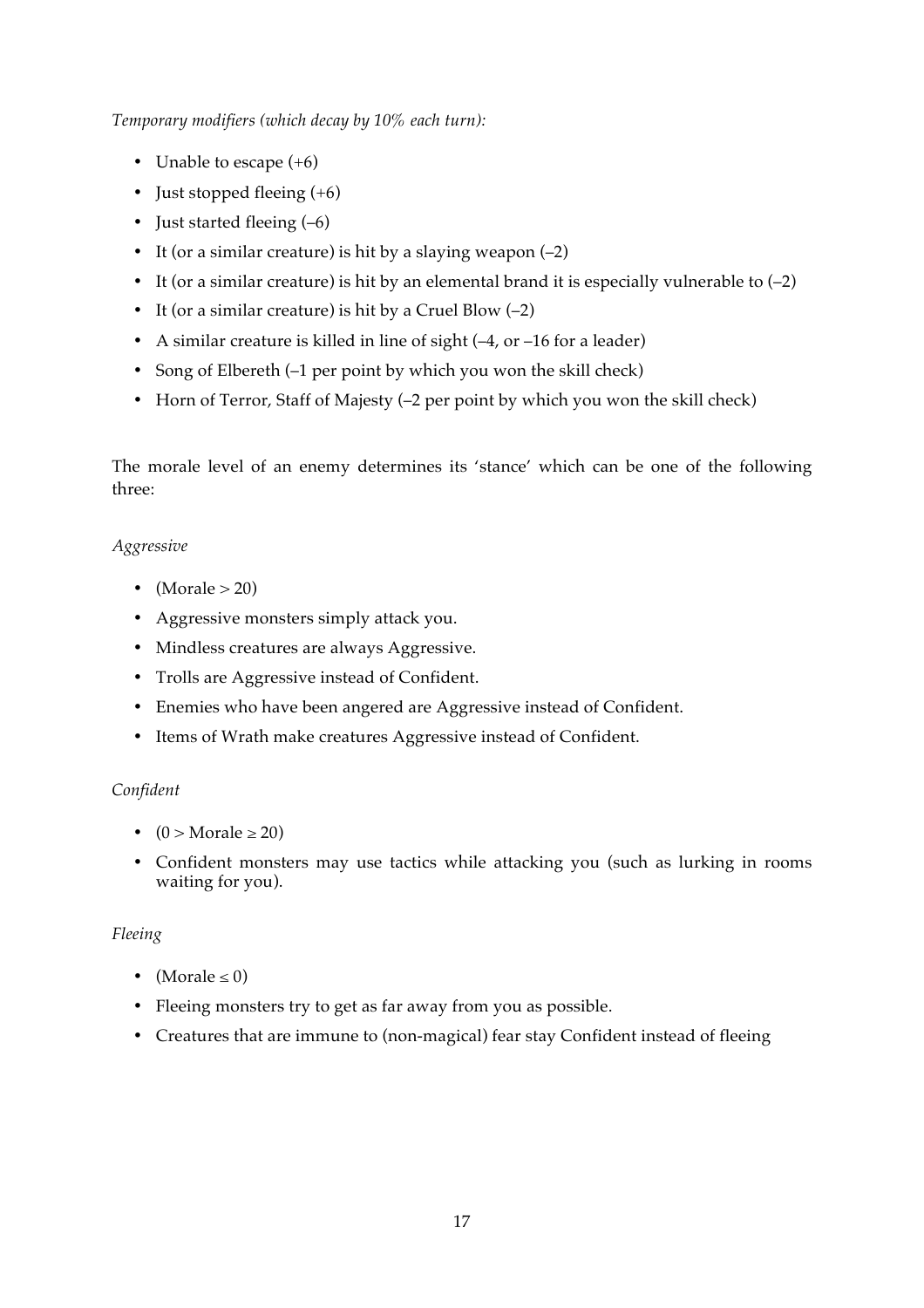*Temporary modifiers (which decay by 10% each turn):*

- Unable to escape (+6)
- Just stopped fleeing (+6)
- Just started fleeing (–6)
- It (or a similar creature) is hit by a slaying weapon (–2)
- It (or a similar creature) is hit by an elemental brand it is especially vulnerable to (–2)
- It (or a similar creature) is hit by a Cruel Blow (–2)
- A similar creature is killed in line of sight (–4, or –16 for a leader)
- Song of Elbereth (–1 per point by which you won the skill check)
- Horn of Terror, Staff of Majesty (–2 per point by which you won the skill check)

The morale level of an enemy determines its 'stance' which can be one of the following three:

*Aggressive*

- (Morale $> 20$)
- Aggressive monsters simply attack you.
- Mindless creatures are always Aggressive.
- Trolls are Aggressive instead of Confident.
- Enemies who have been angered are Aggressive instead of Confident.
- Items of Wrath make creatures Aggressive instead of Confident.

*Confident*

- ($0 >$ Morale $\geq 20$)
- Confident monsters may use tactics while attacking you (such as lurking in rooms waiting for you).

*Fleeing*

- (Morale $\leq 0$)
- Fleeing monsters try to get as far away from you as possible.
- Creatures that are immune to (non-magical) fear stay Confident instead of fleeing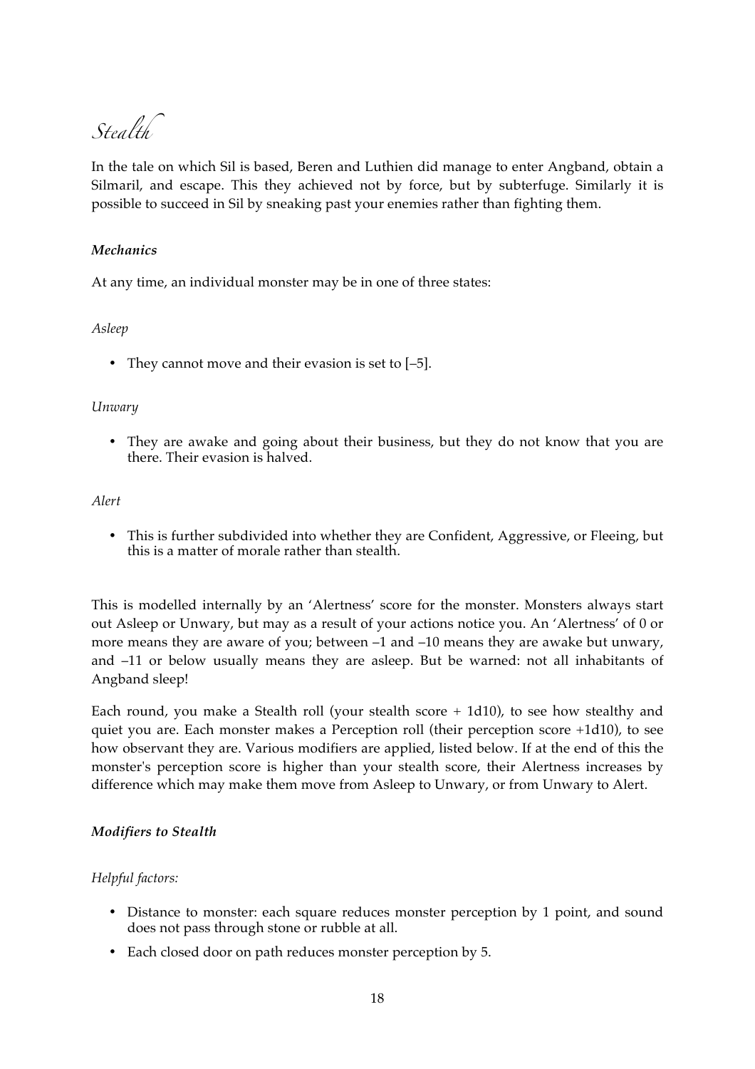# *Stealth*

In the tale on which Sil is based, Beren and Luthien did manage to enter Angband, obtain a Silmaril, and escape. This they achieved not by force, but by subterfuge. Similarly it is possible to succeed in Sil by sneaking past your enemies rather than fighting them.

### *Mechanics*

At any time, an individual monster may be in one of three states:

*Asleep*

- They cannot move and their evasion is set to [–5].

*Unwary*

- They are awake and going about their business, but they do not know that you are there. Their evasion is halved.

*Alert*

- This is further subdivided into whether they are Confident, Aggressive, or Fleeing, but this is a matter of morale rather than stealth.

This is modelled internally by an 'Alertness' score for the monster. Monsters always start out Asleep or Unwary, but may as a result of your actions notice you. An 'Alertness' of 0 or more means they are aware of you; between –1 and –10 means they are awake but unwary, and –11 or below usually means they are asleep. But be warned: not all inhabitants of Angband sleep!

Each round, you make a Stealth roll (your stealth score + 1d10), to see how stealthy and quiet you are. Each monster makes a Perception roll (their perception score +1d10), to see how observant they are. Various modifiers are applied, listed below. If at the end of this the monster's perception score is higher than your stealth score, their Alertness increases by difference which may make them move from Asleep to Unwary, or from Unwary to Alert.

### *Modifiers to Stealth*

*Helpful factors:*

- Distance to monster: each square reduces monster perception by 1 point, and sound does not pass through stone or rubble at all.
- Each closed door on path reduces monster perception by 5.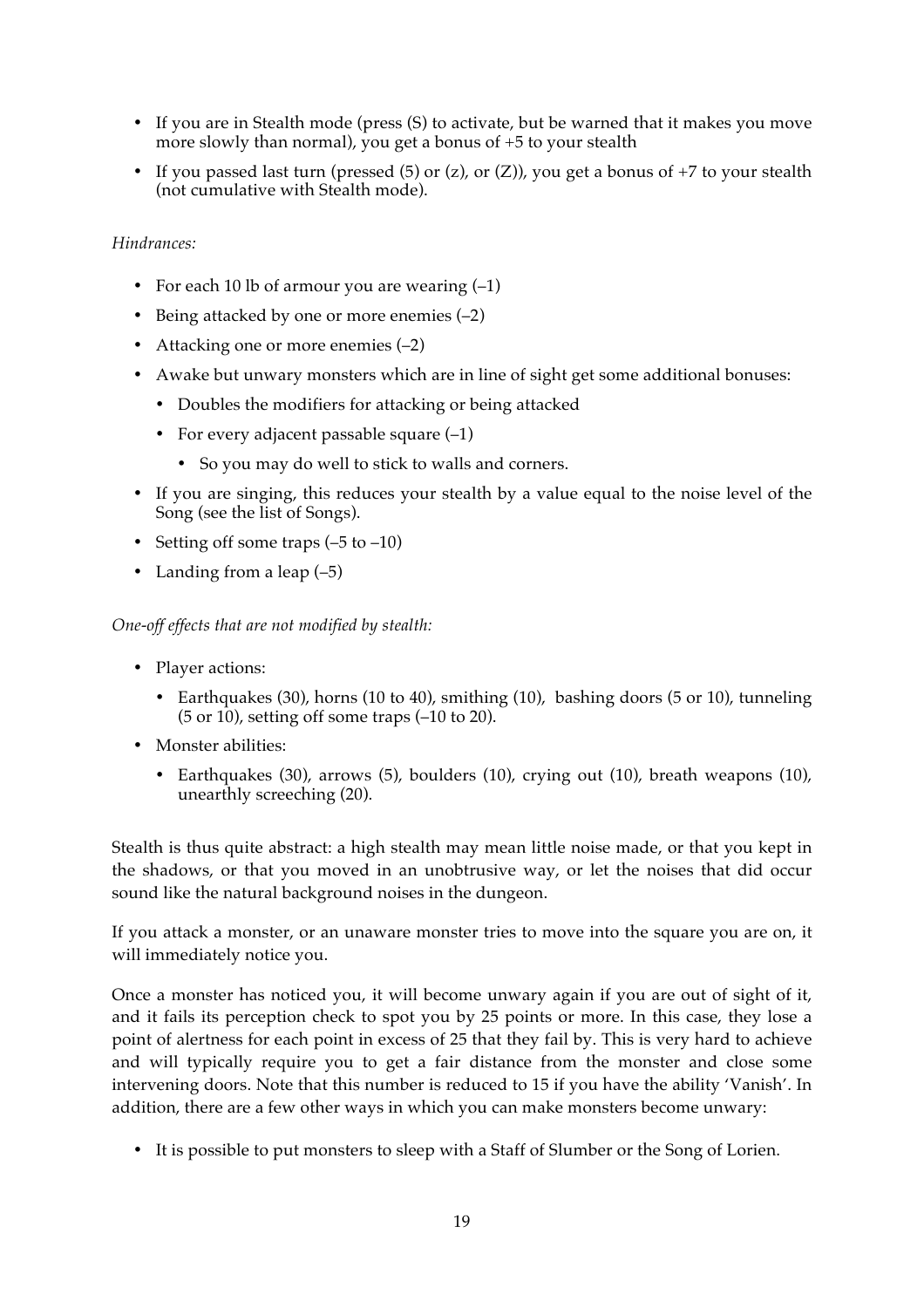- If you are in Stealth mode (press (S) to activate, but be warned that it makes you move more slowly than normal), you get a bonus of +5 to your stealth
- If you passed last turn (pressed (5) or (z), or (Z)), you get a bonus of +7 to your stealth (not cumulative with Stealth mode).

*Hindrances:*

- For each 10 lb of armour you are wearing (–1)
- Being attacked by one or more enemies (–2)
- Attacking one or more enemies (–2)
- Awake but unwary monsters which are in line of sight get some additional bonuses:
  - Doubles the modifiers for attacking or being attacked
  - For every adjacent passable square (–1)
    - So you may do well to stick to walls and corners.
- If you are singing, this reduces your stealth by a value equal to the noise level of the Song (see the list of Songs).
- Setting off some traps (–5 to –10)
- Landing from a leap (–5)

*One-off effects that are not modified by stealth:*

- Player actions:
  - Earthquakes (30), horns (10 to 40), smithing (10), bashing doors (5 or 10), tunneling (5 or 10), setting off some traps (–10 to 20).
- Monster abilities:
  - Earthquakes (30), arrows (5), boulders (10), crying out (10), breath weapons (10), unearthly screeching (20).

Stealth is thus quite abstract: a high stealth may mean little noise made, or that you kept in the shadows, or that you moved in an unobtrusive way, or let the noises that did occur sound like the natural background noises in the dungeon.

If you attack a monster, or an unaware monster tries to move into the square you are on, it will immediately notice you.

Once a monster has noticed you, it will become unwary again if you are out of sight of it, and it fails its perception check to spot you by 25 points or more. In this case, they lose a point of alertness for each point in excess of 25 that they fail by. This is very hard to achieve and will typically require you to get a fair distance from the monster and close some intervening doors. Note that this number is reduced to 15 if you have the ability 'Vanish'. In addition, there are a few other ways in which you can make monsters become unwary:

- It is possible to put monsters to sleep with a Staff of Slumber or the Song of Lorien.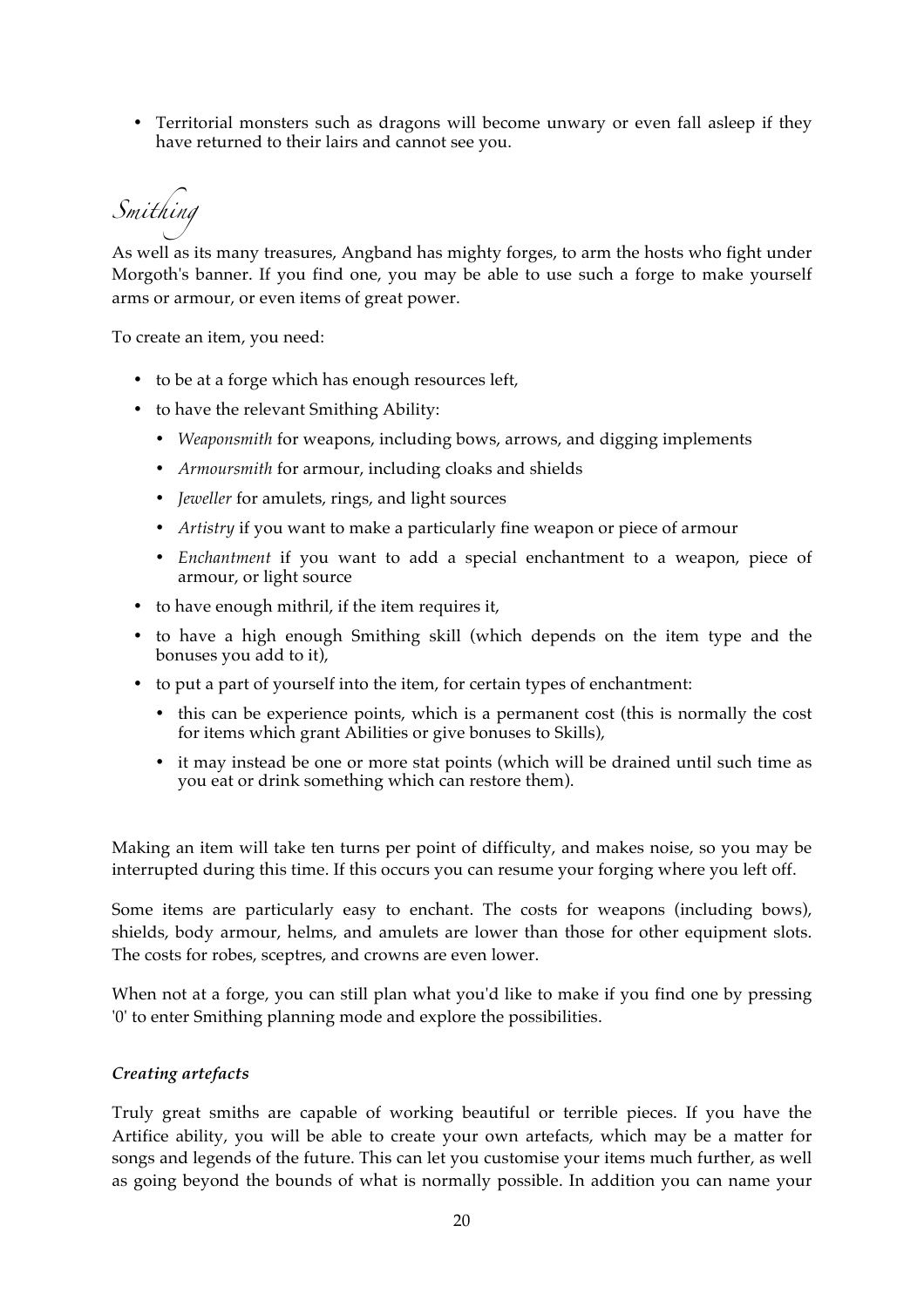- Territorial monsters such as dragons will become unwary or even fall asleep if they have returned to their lairs and cannot see you.

## Smithing

As well as its many treasures, Angband has mighty forges, to arm the hosts who fight under Morgoth's banner. If you find one, you may be able to use such a forge to make yourself arms or armour, or even items of great power.

To create an item, you need:

- to be at a forge which has enough resources left,
- to have the relevant Smithing Ability:
  - *Weaponsmith* for weapons, including bows, arrows, and digging implements
  - *Armoursmith* for armour, including cloaks and shields
  - *Jeweller* for amulets, rings, and light sources
  - *Artistry* if you want to make a particularly fine weapon or piece of armour
  - *Enchantment* if you want to add a special enchantment to a weapon, piece of armour, or light source
- to have enough mithril, if the item requires it,
- to have a high enough Smithing skill (which depends on the item type and the bonuses you add to it),
- to put a part of yourself into the item, for certain types of enchantment:
  - this can be experience points, which is a permanent cost (this is normally the cost for items which grant Abilities or give bonuses to Skills),
  - it may instead be one or more stat points (which will be drained until such time as you eat or drink something which can restore them).

Making an item will take ten turns per point of difficulty, and makes noise, so you may be interrupted during this time. If this occurs you can resume your forging where you left off.

Some items are particularly easy to enchant. The costs for weapons (including bows), shields, body armour, helms, and amulets are lower than those for other equipment slots. The costs for robes, sceptres, and crowns are even lower.

When not at a forge, you can still plan what you'd like to make if you find one by pressing '0' to enter Smithing planning mode and explore the possibilities.

### *Creating artefacts*

Truly great smiths are capable of working beautiful or terrible pieces. If you have the Artifice ability, you will be able to create your own artefacts, which may be a matter for songs and legends of the future. This can let you customise your items much further, as well as going beyond the bounds of what is normally possible. In addition you can name your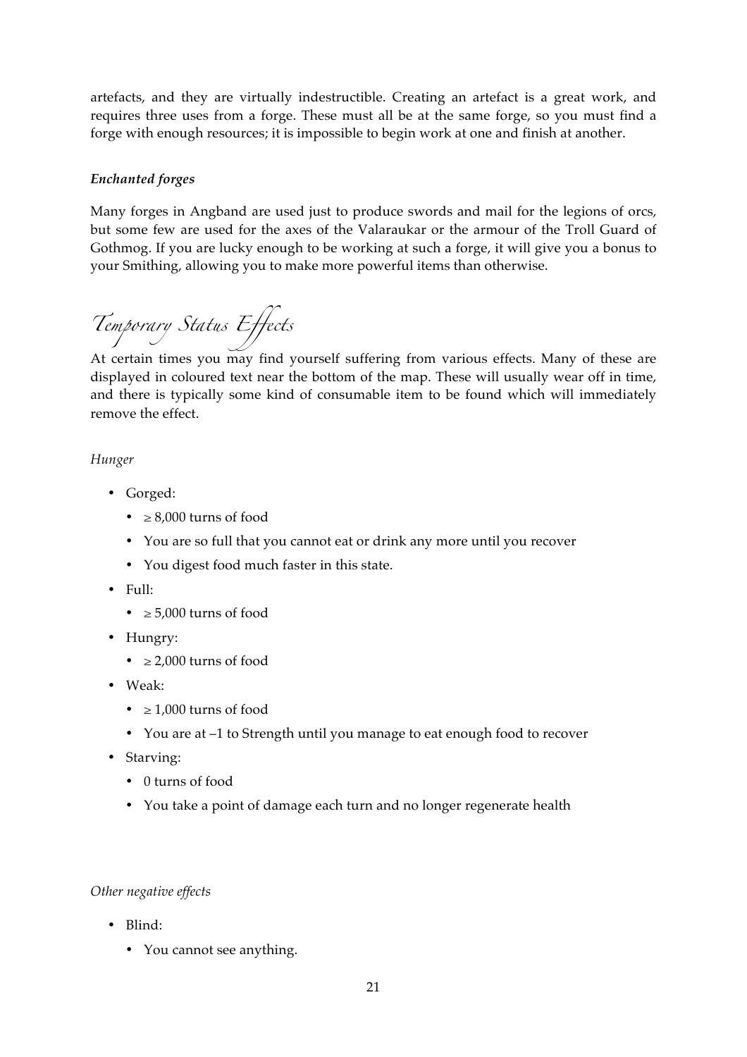artefacts, and they are virtually indestructible. Creating an artefact is a great work, and requires three uses from a forge. These must all be at the same forge, so you must find a forge with enough resources; it is impossible to begin work at one and finish at another.

### *Enchanted forges*

Many forges in Angband are used just to produce swords and mail for the legions of orcs, but some few are used for the axes of the Valaraukar or the armour of the Troll Guard of Gothmog. If you are lucky enough to be working at such a forge, it will give you a bonus to your Smithing, allowing you to make more powerful items than otherwise.

## *Temporary Status Effects*

At certain times you may find yourself suffering from various effects. Many of these are displayed in coloured text near the bottom of the map. These will usually wear off in time, and there is typically some kind of consumable item to be found which will immediately remove the effect.

### *Hunger*

- Gorged:
  - ≥ 8,000 turns of food
  - You are so full that you cannot eat or drink any more until you recover
  - You digest food much faster in this state.
- Full:
  - ≥ 5,000 turns of food
- Hungry:
  - ≥ 2,000 turns of food
- Weak:
  - ≥ 1,000 turns of food
  - You are at –1 to Strength until you manage to eat enough food to recover
- Starving:
  - 0 turns of food
  - You take a point of damage each turn and no longer regenerate health

### *Other negative effects*

- Blind:
  - You cannot see anything.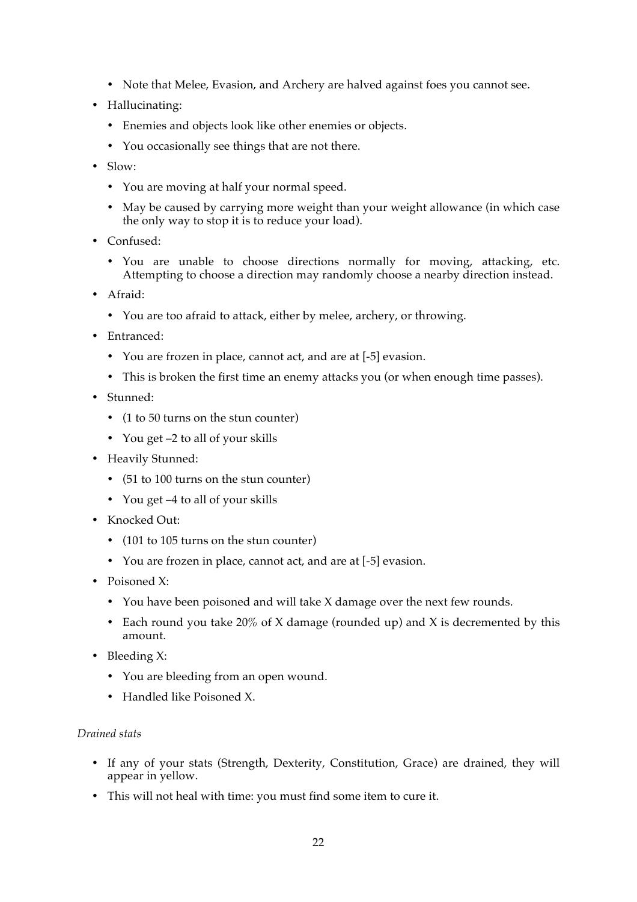- Note that Melee, Evasion, and Archery are halved against foes you cannot see.
- Hallucinating:
    - Enemies and objects look like other enemies or objects.
    - You occasionally see things that are not there.
- Slow:
    - You are moving at half your normal speed.
    - May be caused by carrying more weight than your weight allowance (in which case the only way to stop it is to reduce your load).
- Confused:
    - You are unable to choose directions normally for moving, attacking, etc. Attempting to choose a direction may randomly choose a nearby direction instead.
- Afraid:
    - You are too afraid to attack, either by melee, archery, or throwing.
- Entranced:
    - You are frozen in place, cannot act, and are at [-5] evasion.
    - This is broken the first time an enemy attacks you (or when enough time passes).
- Stunned:
    - (1 to 50 turns on the stun counter)
    - You get –2 to all of your skills
- Heavily Stunned:
    - (51 to 100 turns on the stun counter)
    - You get –4 to all of your skills
- Knocked Out:
    - (101 to 105 turns on the stun counter)
    - You are frozen in place, cannot act, and are at [-5] evasion.
- Poisoned X:
    - You have been poisoned and will take X damage over the next few rounds.
    - Each round you take 20% of X damage (rounded up) and X is decremented by this amount.
- Bleeding X:
    - You are bleeding from an open wound.
    - Handled like Poisoned X.

*Drained stats*

- If any of your stats (Strength, Dexterity, Constitution, Grace) are drained, they will appear in yellow.
- This will not heal with time: you must find some item to cure it.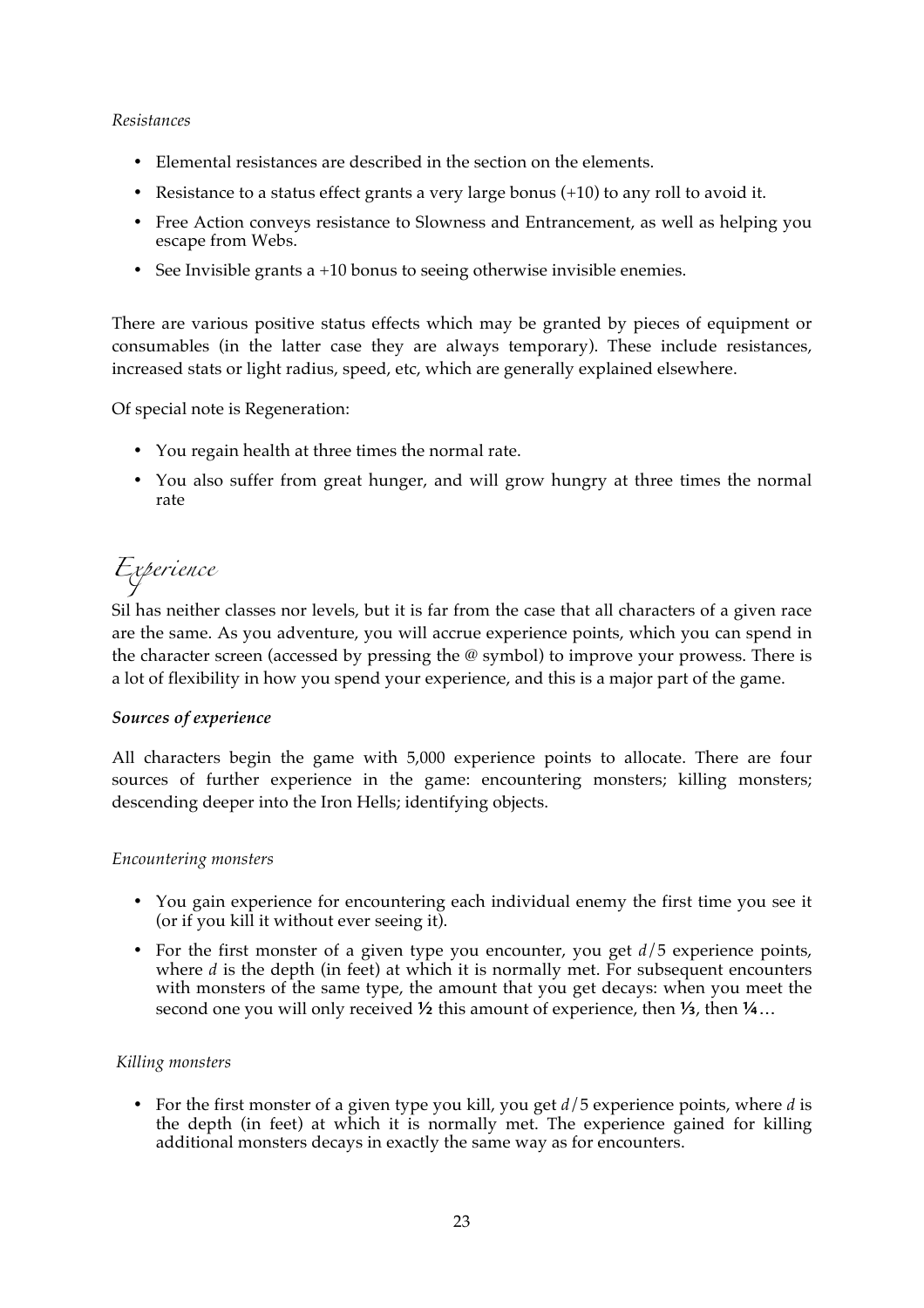*Resistances*

- Elemental resistances are described in the section on the elements.
- Resistance to a status effect grants a very large bonus (+10) to any roll to avoid it.
- Free Action conveys resistance to Slowness and Entrancement, as well as helping you escape from Webs.
- See Invisible grants a +10 bonus to seeing otherwise invisible enemies.

There are various positive status effects which may be granted by pieces of equipment or consumables (in the latter case they are always temporary). These include resistances, increased stats or light radius, speed, etc, which are generally explained elsewhere.

Of special note is Regeneration:

- You regain health at three times the normal rate.
- You also suffer from great hunger, and will grow hungry at three times the normal rate

# Experience

Sil has neither classes nor levels, but it is far from the case that all characters of a given race are the same. As you adventure, you will accrue experience points, which you can spend in the character screen (accessed by pressing the @ symbol) to improve your prowess. There is a lot of flexibility in how you spend your experience, and this is a major part of the game.

***Sources of experience***

All characters begin the game with 5,000 experience points to allocate. There are four sources of further experience in the game: encountering monsters; killing monsters; descending deeper into the Iron Hells; identifying objects.

*Encountering monsters*

- You gain experience for encountering each individual enemy the first time you see it (or if you kill it without ever seeing it).
- For the first monster of a given type you encounter, you get $d/5$ experience points, where $d$ is the depth (in feet) at which it is normally met. For subsequent encounters with monsters of the same type, the amount that you get decays: when you meet the second one you will only received **½** this amount of experience, then **⅓**, then **¼**…

*Killing monsters*

- For the first monster of a given type you kill, you get $d/5$ experience points, where $d$ is the depth (in feet) at which it is normally met. The experience gained for killing additional monsters decays in exactly the same way as for encounters.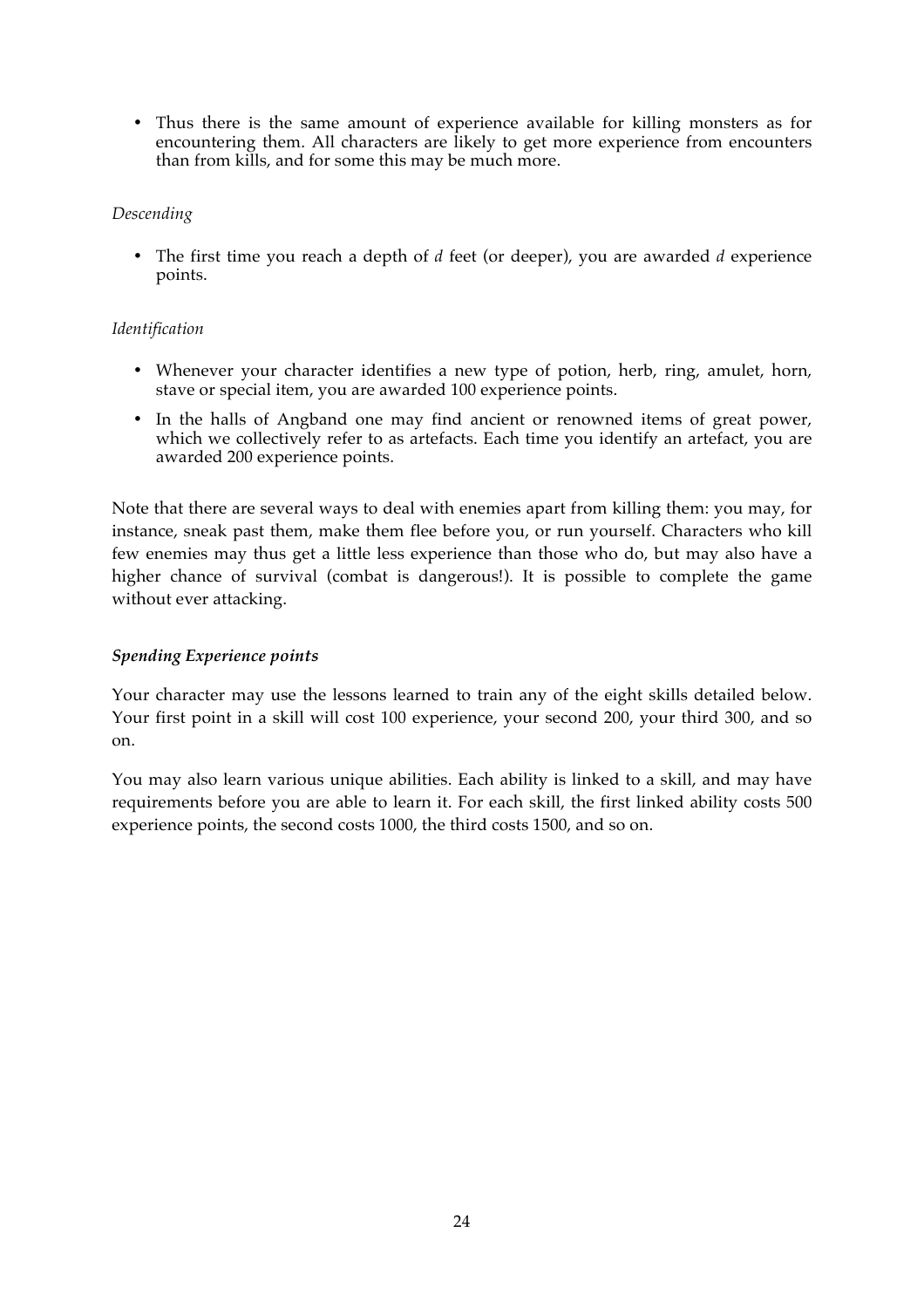- Thus there is the same amount of experience available for killing monsters as for encountering them. All characters are likely to get more experience from encounters than from kills, and for some this may be much more.

*Descending*

- The first time you reach a depth of *d* feet (or deeper), you are awarded *d* experience points.

*Identification*

- Whenever your character identifies a new type of potion, herb, ring, amulet, horn, stave or special item, you are awarded 100 experience points.
- In the halls of Angband one may find ancient or renowned items of great power, which we collectively refer to as artefacts. Each time you identify an artefact, you are awarded 200 experience points.

Note that there are several ways to deal with enemies apart from killing them: you may, for instance, sneak past them, make them flee before you, or run yourself. Characters who kill few enemies may thus get a little less experience than those who do, but may also have a higher chance of survival (combat is dangerous!). It is possible to complete the game without ever attacking.

***Spending Experience points***

Your character may use the lessons learned to train any of the eight skills detailed below. Your first point in a skill will cost 100 experience, your second 200, your third 300, and so on.

You may also learn various unique abilities. Each ability is linked to a skill, and may have requirements before you are able to learn it. For each skill, the first linked ability costs 500 experience points, the second costs 1000, the third costs 1500, and so on.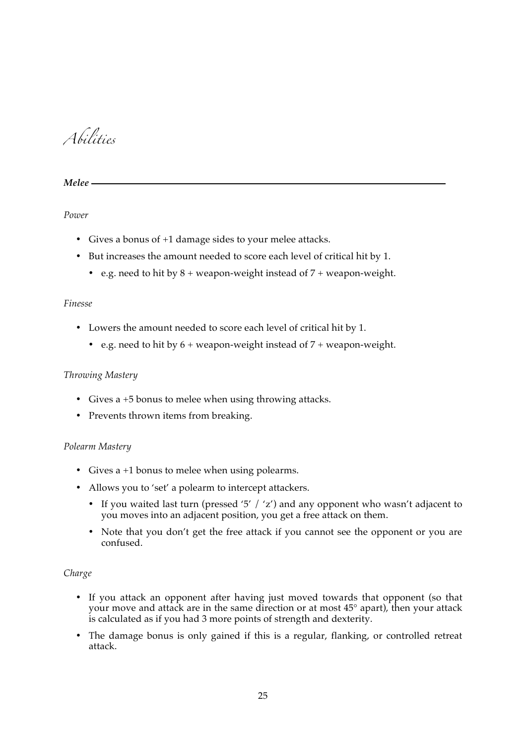# *Abilities*

## ***Melee***

### *Power*

- Gives a bonus of +1 damage sides to your melee attacks.
- But increases the amount needed to score each level of critical hit by 1.
  - e.g. need to hit by 8 + weapon-weight instead of 7 + weapon-weight.

### *Finesse*

- Lowers the amount needed to score each level of critical hit by 1.
  - e.g. need to hit by 6 + weapon-weight instead of 7 + weapon-weight.

### *Throwing Mastery*

- Gives a +5 bonus to melee when using throwing attacks.
- Prevents thrown items from breaking.

### *Polearm Mastery*

- Gives a +1 bonus to melee when using polearms.
- Allows you to 'set' a polearm to intercept attackers.
  - If you waited last turn (pressed '5' / 'z') and any opponent who wasn't adjacent to you moves into an adjacent position, you get a free attack on them.
  - Note that you don't get the free attack if you cannot see the opponent or you are confused.

### *Charge*

- If you attack an opponent after having just moved towards that opponent (so that your move and attack are in the same direction or at most 45° apart), then your attack is calculated as if you had 3 more points of strength and dexterity.
- The damage bonus is only gained if this is a regular, flanking, or controlled retreat attack.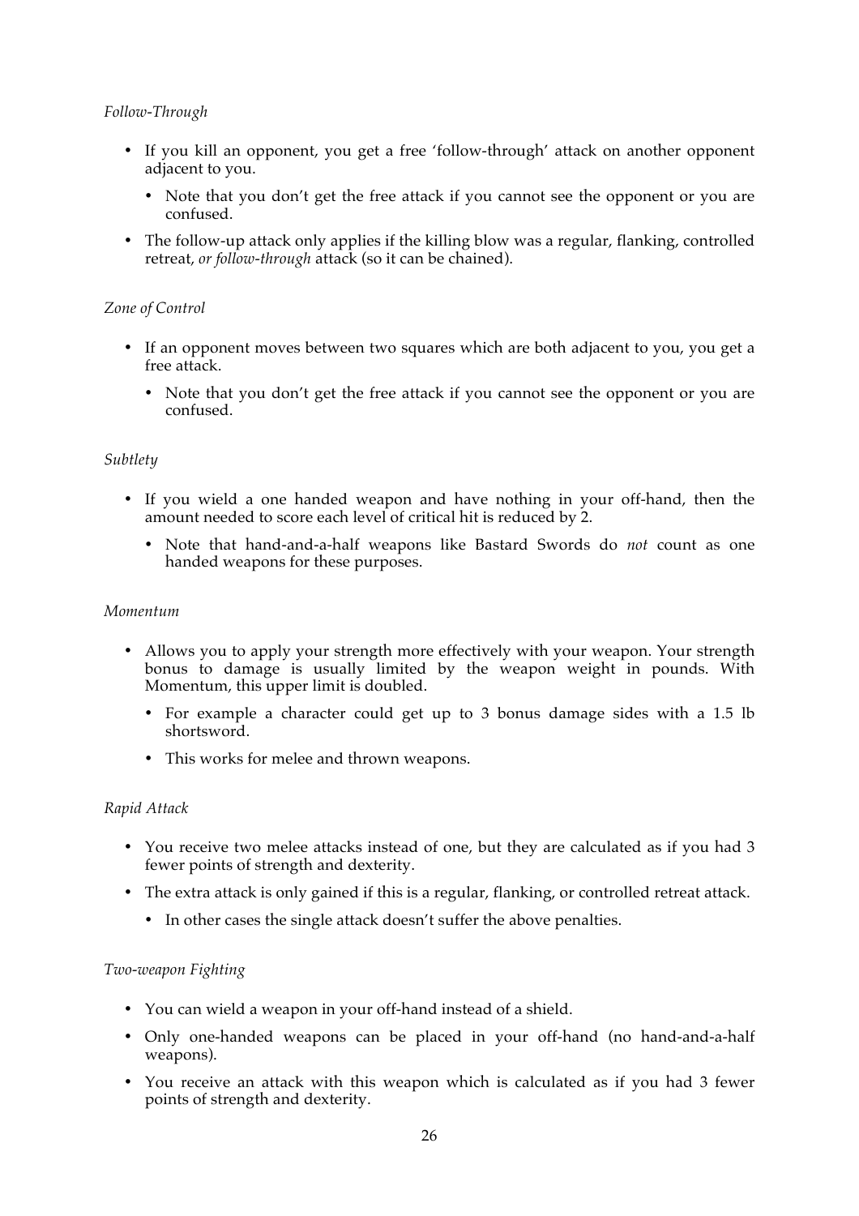*Follow-Through*

- If you kill an opponent, you get a free 'follow-through' attack on another opponent adjacent to you.
    - Note that you don't get the free attack if you cannot see the opponent or you are confused.
- The follow-up attack only applies if the killing blow was a regular, flanking, controlled retreat, *or follow-through* attack (so it can be chained).

*Zone of Control*

- If an opponent moves between two squares which are both adjacent to you, you get a free attack.
    - Note that you don't get the free attack if you cannot see the opponent or you are confused.

*Subtlety*

- If you wield a one handed weapon and have nothing in your off-hand, then the amount needed to score each level of critical hit is reduced by 2.
    - Note that hand-and-a-half weapons like Bastard Swords do *not* count as one handed weapons for these purposes.

*Momentum*

- Allows you to apply your strength more effectively with your weapon. Your strength bonus to damage is usually limited by the weapon weight in pounds. With Momentum, this upper limit is doubled.
    - For example a character could get up to 3 bonus damage sides with a 1.5 lb shortsword.
    - This works for melee and thrown weapons.

*Rapid Attack*

- You receive two melee attacks instead of one, but they are calculated as if you had 3 fewer points of strength and dexterity.
- The extra attack is only gained if this is a regular, flanking, or controlled retreat attack.
    - In other cases the single attack doesn't suffer the above penalties.

*Two-weapon Fighting*

- You can wield a weapon in your off-hand instead of a shield.
- Only one-handed weapons can be placed in your off-hand (no hand-and-a-half weapons).
- You receive an attack with this weapon which is calculated as if you had 3 fewer points of strength and dexterity.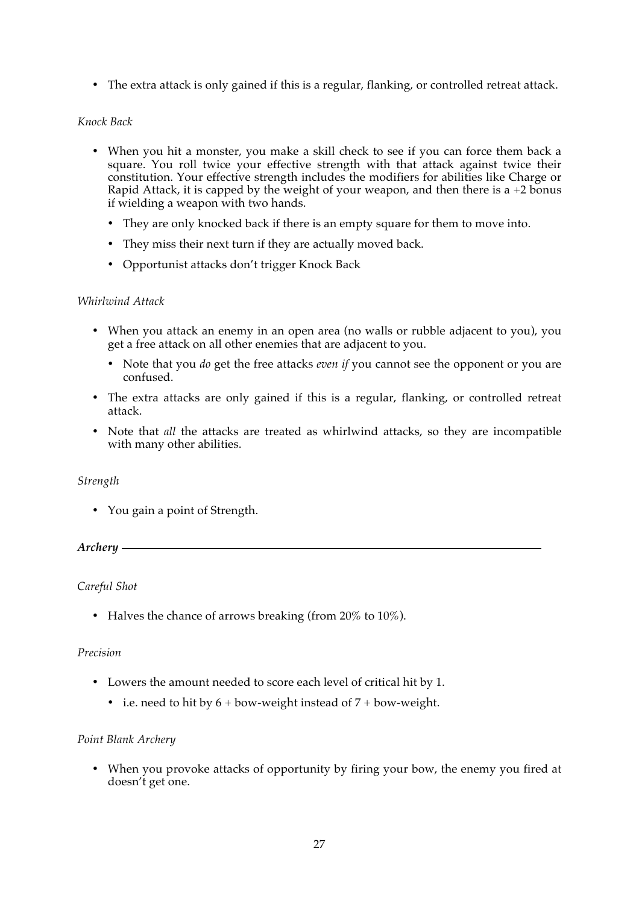- The extra attack is only gained if this is a regular, flanking, or controlled retreat attack.

*Knock Back*

- When you hit a monster, you make a skill check to see if you can force them back a square. You roll twice your effective strength with that attack against twice their constitution. Your effective strength includes the modifiers for abilities like Charge or Rapid Attack, it is capped by the weight of your weapon, and then there is a +2 bonus if wielding a weapon with two hands.
  - They are only knocked back if there is an empty square for them to move into.
  - They miss their next turn if they are actually moved back.
  - Opportunist attacks don't trigger Knock Back

*Whirlwind Attack*

- When you attack an enemy in an open area (no walls or rubble adjacent to you), you get a free attack on all other enemies that are adjacent to you.
  - Note that you *do* get the free attacks *even if* you cannot see the opponent or you are confused.
- The extra attacks are only gained if this is a regular, flanking, or controlled retreat attack.
- Note that *all* the attacks are treated as whirlwind attacks, so they are incompatible with many other abilities.

*Strength*

- You gain a point of Strength.

### ***Archery***

*Careful Shot*

- Halves the chance of arrows breaking (from 20% to 10%).

*Precision*

- Lowers the amount needed to score each level of critical hit by 1.
  - i.e. need to hit by 6 + bow-weight instead of 7 + bow-weight.

*Point Blank Archery*

- When you provoke attacks of opportunity by firing your bow, the enemy you fired at doesn't get one.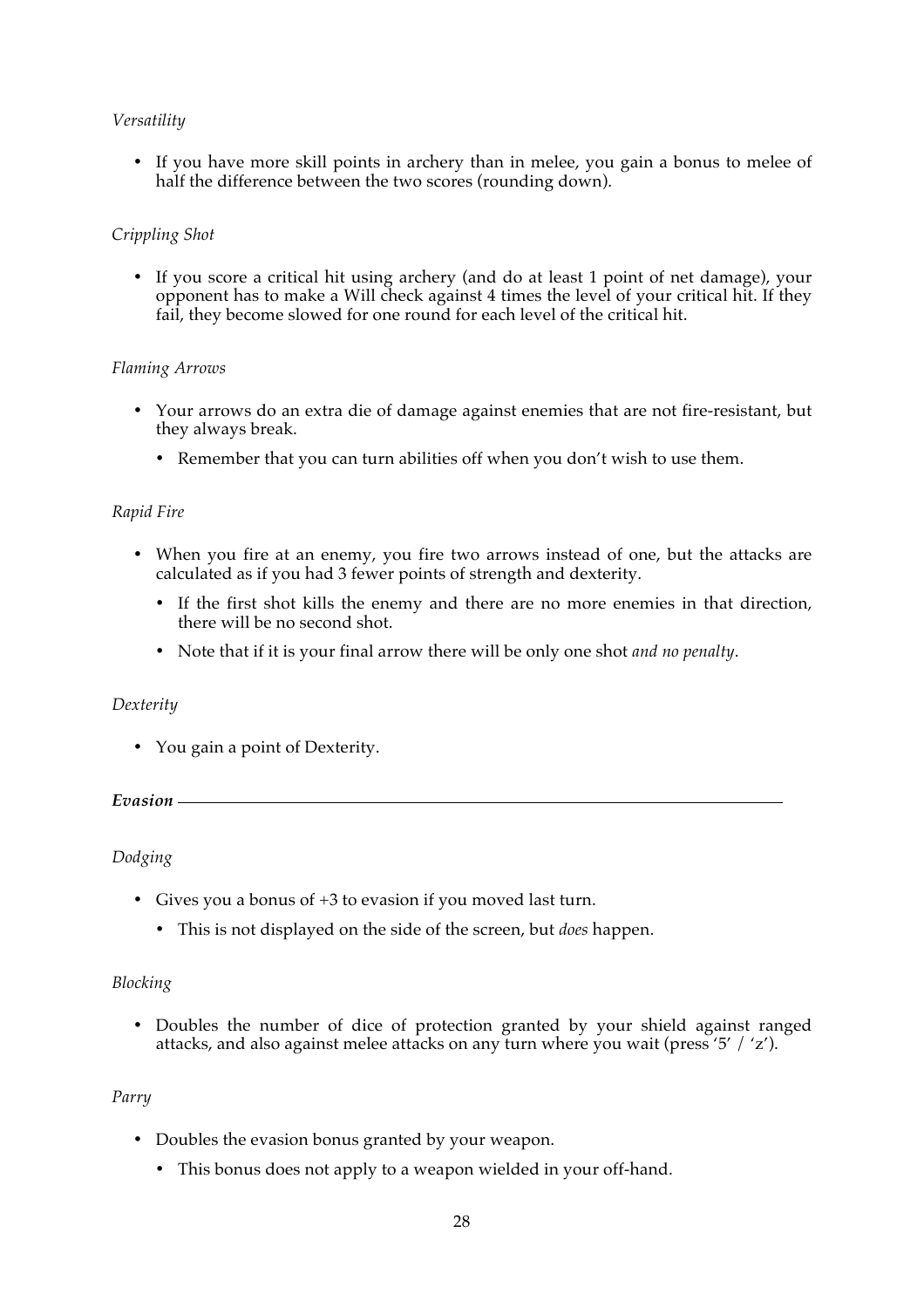*Versatility*

- If you have more skill points in archery than in melee, you gain a bonus to melee of half the difference between the two scores (rounding down).

*Crippling Shot*

- If you score a critical hit using archery (and do at least 1 point of net damage), your opponent has to make a Will check against 4 times the level of your critical hit. If they fail, they become slowed for one round for each level of the critical hit.

*Flaming Arrows*

- Your arrows do an extra die of damage against enemies that are not fire-resistant, but they always break.
  - Remember that you can turn abilities off when you don't wish to use them.

*Rapid Fire*

- When you fire at an enemy, you fire two arrows instead of one, but the attacks are calculated as if you had 3 fewer points of strength and dexterity.
  - If the first shot kills the enemy and there are no more enemies in that direction, there will be no second shot.
  - Note that if it is your final arrow there will be only one shot *and no penalty*.

*Dexterity*

- You gain a point of Dexterity.

### ***Evasion***

*Dodging*

- Gives you a bonus of +3 to evasion if you moved last turn.
  - This is not displayed on the side of the screen, but *does* happen.

*Blocking*

- Doubles the number of dice of protection granted by your shield against ranged attacks, and also against melee attacks on any turn where you wait (press '5' / 'z').

*Parry*

- Doubles the evasion bonus granted by your weapon.
  - This bonus does not apply to a weapon wielded in your off-hand.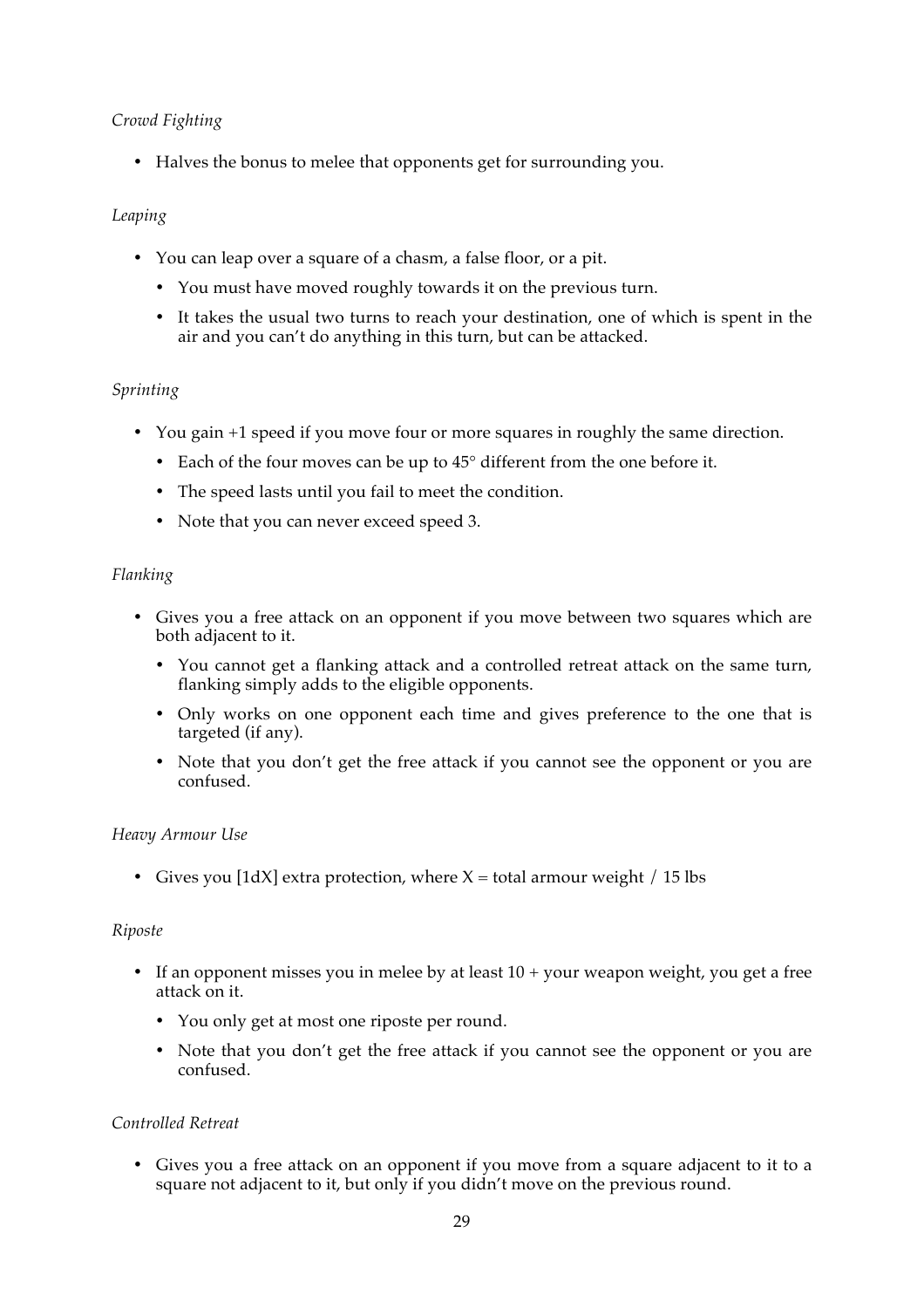*Crowd Fighting*

- Halves the bonus to melee that opponents get for surrounding you.

*Leaping*

- You can leap over a square of a chasm, a false floor, or a pit.
  - You must have moved roughly towards it on the previous turn.
  - It takes the usual two turns to reach your destination, one of which is spent in the air and you can't do anything in this turn, but can be attacked.

*Sprinting*

- You gain +1 speed if you move four or more squares in roughly the same direction.
  - Each of the four moves can be up to 45° different from the one before it.
  - The speed lasts until you fail to meet the condition.
  - Note that you can never exceed speed 3.

*Flanking*

- Gives you a free attack on an opponent if you move between two squares which are both adjacent to it.
  - You cannot get a flanking attack and a controlled retreat attack on the same turn, flanking simply adds to the eligible opponents.
  - Only works on one opponent each time and gives preference to the one that is targeted (if any).
  - Note that you don't get the free attack if you cannot see the opponent or you are confused.

*Heavy Armour Use*

- Gives you [1dX] extra protection, where X = total armour weight / 15 lbs

*Riposte*

- If an opponent misses you in melee by at least 10 + your weapon weight, you get a free attack on it.
  - You only get at most one riposte per round.
  - Note that you don't get the free attack if you cannot see the opponent or you are confused.

*Controlled Retreat*

- Gives you a free attack on an opponent if you move from a square adjacent to it to a square not adjacent to it, but only if you didn't move on the previous round.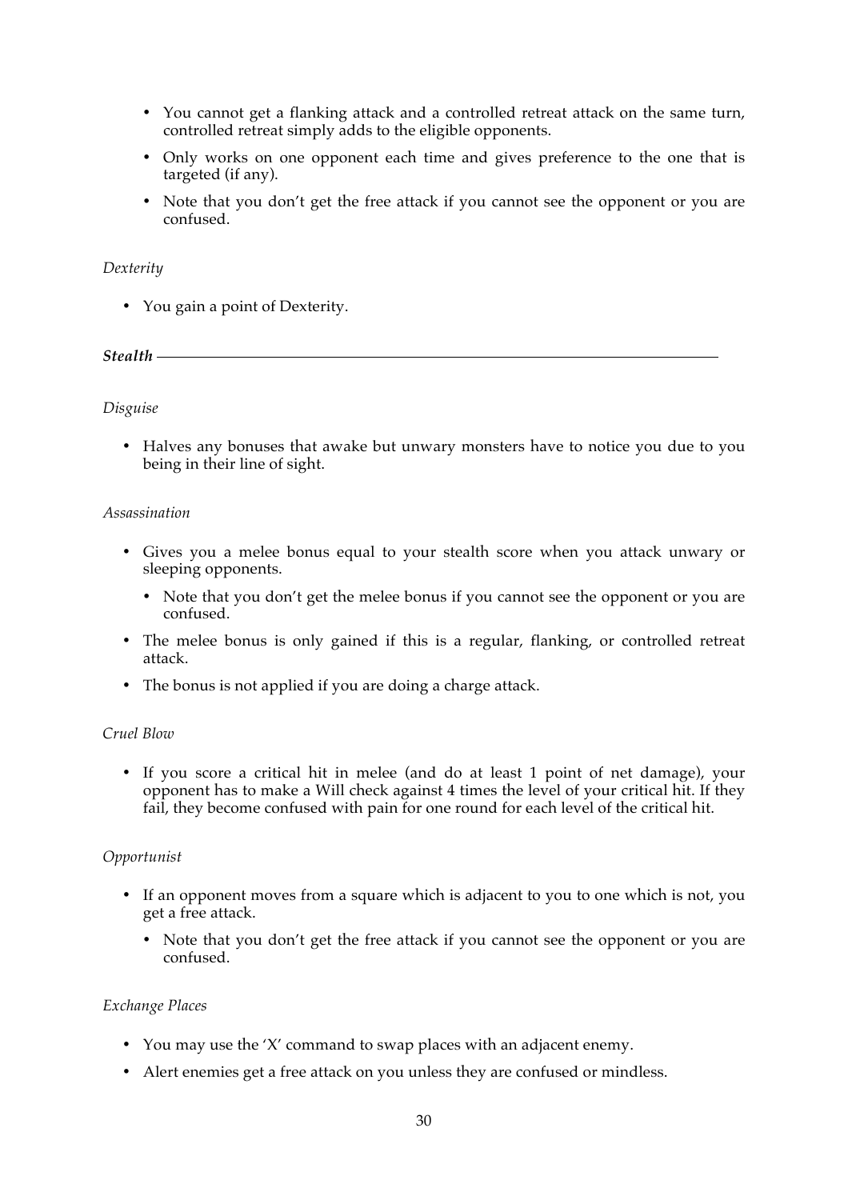- You cannot get a flanking attack and a controlled retreat attack on the same turn, controlled retreat simply adds to the eligible opponents.
- Only works on one opponent each time and gives preference to the one that is targeted (if any).
- Note that you don't get the free attack if you cannot see the opponent or you are confused.

*Dexterity*

- You gain a point of Dexterity.

### ***Stealth***

*Disguise*

- Halves any bonuses that awake but unwary monsters have to notice you due to you being in their line of sight.

*Assassination*

- Gives you a melee bonus equal to your stealth score when you attack unwary or sleeping opponents.
  - Note that you don't get the melee bonus if you cannot see the opponent or you are confused.
- The melee bonus is only gained if this is a regular, flanking, or controlled retreat attack.
- The bonus is not applied if you are doing a charge attack.

*Cruel Blow*

- If you score a critical hit in melee (and do at least 1 point of net damage), your opponent has to make a Will check against 4 times the level of your critical hit. If they fail, they become confused with pain for one round for each level of the critical hit.

*Opportunist*

- If an opponent moves from a square which is adjacent to you to one which is not, you get a free attack.
  - Note that you don't get the free attack if you cannot see the opponent or you are confused.

*Exchange Places*

- You may use the 'X' command to swap places with an adjacent enemy.
- Alert enemies get a free attack on you unless they are confused or mindless.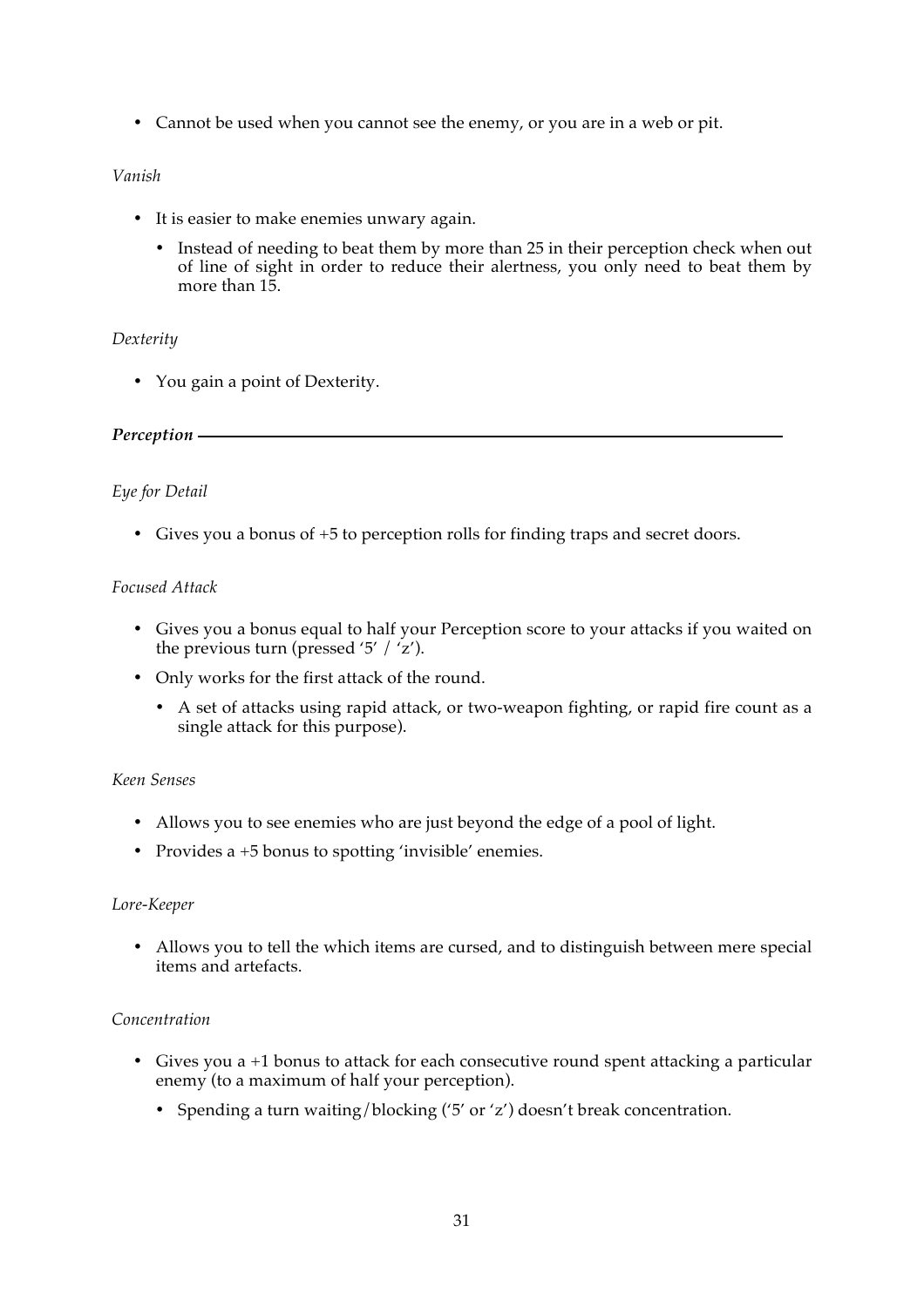- Cannot be used when you cannot see the enemy, or you are in a web or pit.

*Vanish*

- It is easier to make enemies unwary again.
    - Instead of needing to beat them by more than 25 in their perception check when out of line of sight in order to reduce their alertness, you only need to beat them by more than 15.

*Dexterity*

- You gain a point of Dexterity.

***Perception***

*Eye for Detail*

- Gives you a bonus of +5 to perception rolls for finding traps and secret doors.

*Focused Attack*

- Gives you a bonus equal to half your Perception score to your attacks if you waited on the previous turn (pressed '5' / 'z').
- Only works for the first attack of the round.
    - A set of attacks using rapid attack, or two-weapon fighting, or rapid fire count as a single attack for this purpose).

*Keen Senses*

- Allows you to see enemies who are just beyond the edge of a pool of light.
- Provides a +5 bonus to spotting 'invisible' enemies.

*Lore-Keeper*

- Allows you to tell the which items are cursed, and to distinguish between mere special items and artefacts.

*Concentration*

- Gives you a +1 bonus to attack for each consecutive round spent attacking a particular enemy (to a maximum of half your perception).
    - Spending a turn waiting/blocking ('5' or 'z') doesn't break concentration.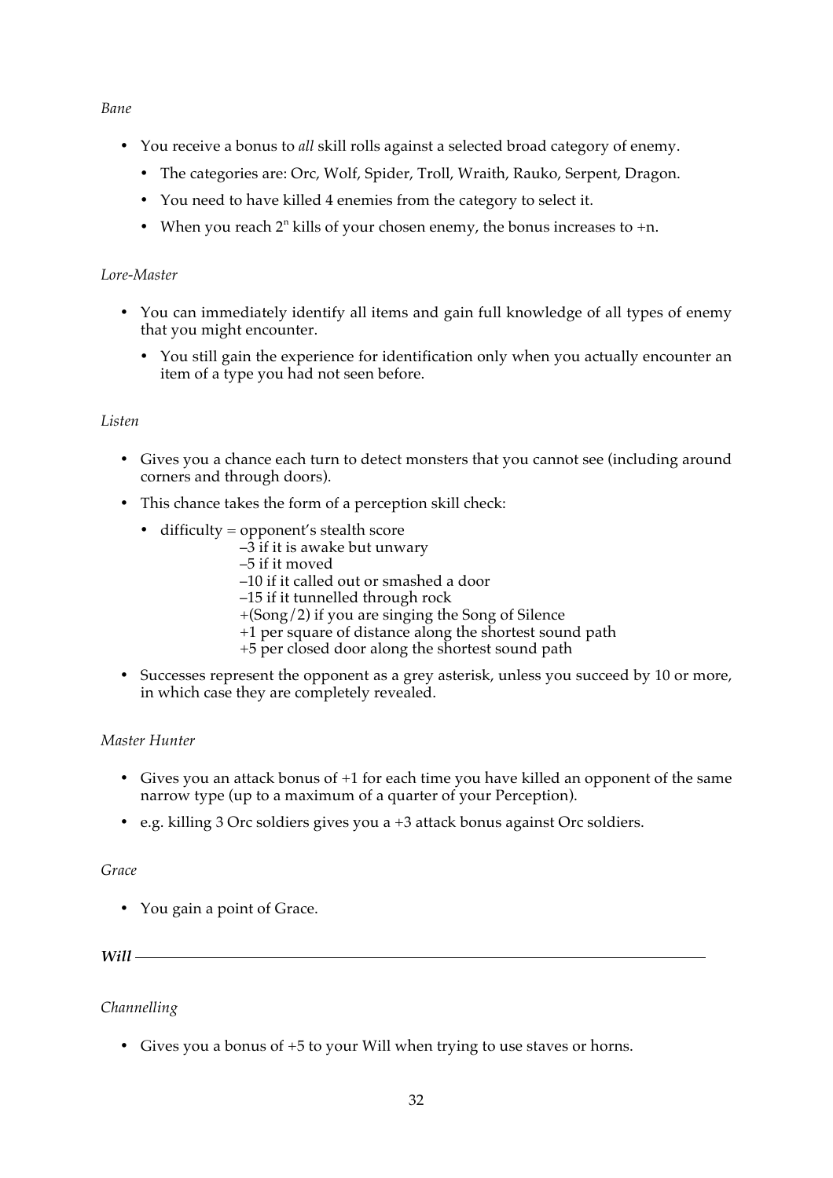*Bane*

- You receive a bonus to *all* skill rolls against a selected broad category of enemy.
  - The categories are: Orc, Wolf, Spider, Troll, Wraith, Rauko, Serpent, Dragon.
  - You need to have killed 4 enemies from the category to select it.
  - When you reach $2^n$ kills of your chosen enemy, the bonus increases to +n.

*Lore-Master*

- You can immediately identify all items and gain full knowledge of all types of enemy that you might encounter.
  - You still gain the experience for identification only when you actually encounter an item of a type you had not seen before.

*Listen*

- Gives you a chance each turn to detect monsters that you cannot see (including around corners and through doors).
- This chance takes the form of a perception skill check:
  - difficulty = opponent's stealth score
    –3 if it is awake but unwary
    –5 if it moved
    –10 if it called out or smashed a door
    –15 if it tunnelled through rock
    +(Song/2) if you are singing the Song of Silence
    +1 per square of distance along the shortest sound path
    +5 per closed door along the shortest sound path
- Successes represent the opponent as a grey asterisk, unless you succeed by 10 or more, in which case they are completely revealed.

*Master Hunter*

- Gives you an attack bonus of +1 for each time you have killed an opponent of the same narrow type (up to a maximum of a quarter of your Perception).
- e.g. killing 3 Orc soldiers gives you a +3 attack bonus against Orc soldiers.

*Grace*

- You gain a point of Grace.

### ***Will***

*Channelling*

- Gives you a bonus of +5 to your Will when trying to use staves or horns.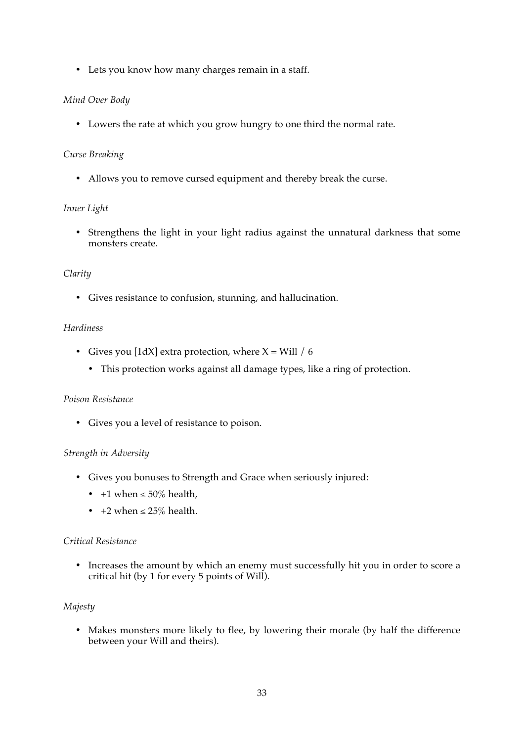- Lets you know how many charges remain in a staff.

*Mind Over Body*

- Lowers the rate at which you grow hungry to one third the normal rate.

*Curse Breaking*

- Allows you to remove cursed equipment and thereby break the curse.

*Inner Light*

- Strengthens the light in your light radius against the unnatural darkness that some monsters create.

*Clarity*

- Gives resistance to confusion, stunning, and hallucination.

*Hardiness*

- Gives you [1dX] extra protection, where X = Will / 6
  - This protection works against all damage types, like a ring of protection.

*Poison Resistance*

- Gives you a level of resistance to poison.

*Strength in Adversity*

- Gives you bonuses to Strength and Grace when seriously injured:
  - +1 when ≤ 50% health,
  - +2 when ≤ 25% health.

*Critical Resistance*

- Increases the amount by which an enemy must successfully hit you in order to score a critical hit (by 1 for every 5 points of Will).

*Majesty*

- Makes monsters more likely to flee, by lowering their morale (by half the difference between your Will and theirs).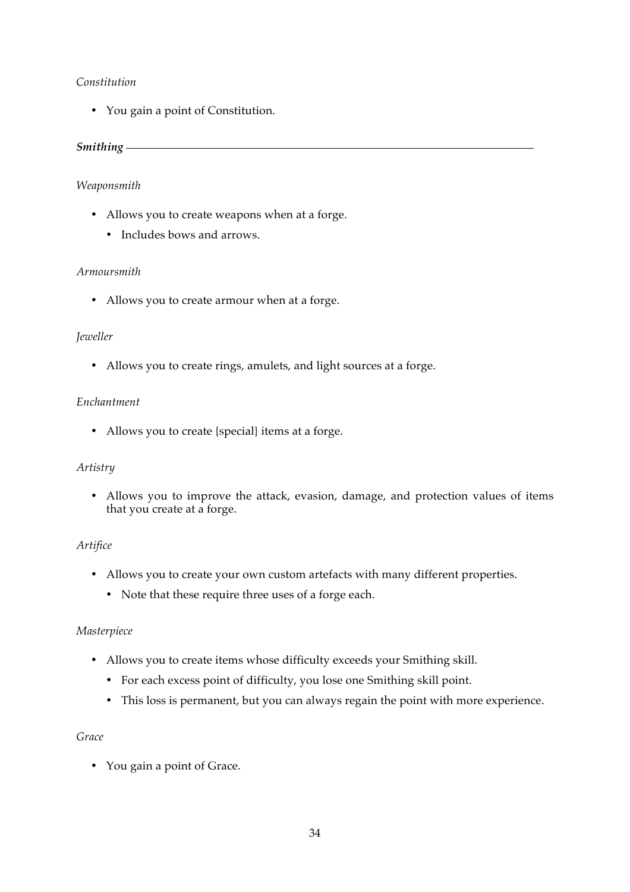*Constitution*

- You gain a point of Constitution.

### ***Smithing***

*Weaponsmith*

- Allows you to create weapons when at a forge.
  - Includes bows and arrows.

*Armoursmith*

- Allows you to create armour when at a forge.

*Jeweller*

- Allows you to create rings, amulets, and light sources at a forge.

*Enchantment*

- Allows you to create {special} items at a forge.

*Artistry*

- Allows you to improve the attack, evasion, damage, and protection values of items that you create at a forge.

*Artifice*

- Allows you to create your own custom artefacts with many different properties.
  - Note that these require three uses of a forge each.

*Masterpiece*

- Allows you to create items whose difficulty exceeds your Smithing skill.
  - For each excess point of difficulty, you lose one Smithing skill point.
  - This loss is permanent, but you can always regain the point with more experience.

*Grace*

- You gain a point of Grace.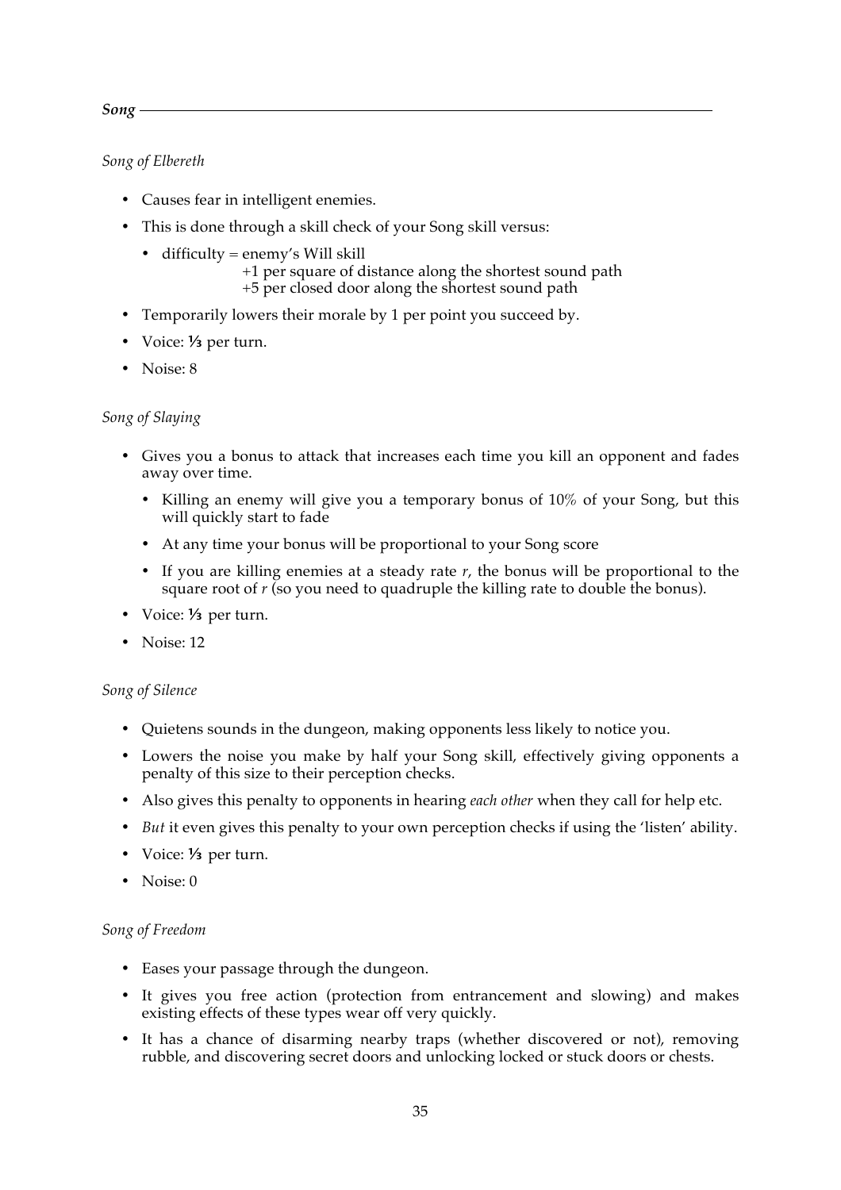## *Song*

### *Song of Elbereth*

- Causes fear in intelligent enemies.
- This is done through a skill check of your Song skill versus:
  - difficulty = enemy's Will skill
    +1 per square of distance along the shortest sound path
    +5 per closed door along the shortest sound path
- Temporarily lowers their morale by 1 per point you succeed by.
- Voice: ⅓ per turn.
- Noise: 8

### *Song of Slaying*

- Gives you a bonus to attack that increases each time you kill an opponent and fades away over time.
  - Killing an enemy will give you a temporary bonus of 10% of your Song, but this will quickly start to fade
  - At any time your bonus will be proportional to your Song score
  - If you are killing enemies at a steady rate $r$, the bonus will be proportional to the square root of $r$ (so you need to quadruple the killing rate to double the bonus).
- Voice: ⅓ per turn.
- Noise: 12

### *Song of Silence*

- Quietens sounds in the dungeon, making opponents less likely to notice you.
- Lowers the noise you make by half your Song skill, effectively giving opponents a penalty of this size to their perception checks.
- Also gives this penalty to opponents in hearing *each other* when they call for help etc.
- *But* it even gives this penalty to your own perception checks if using the 'listen' ability.
- Voice: ⅓ per turn.
- Noise: 0

### *Song of Freedom*

- Eases your passage through the dungeon.
- It gives you free action (protection from entrancement and slowing) and makes existing effects of these types wear off very quickly.
- It has a chance of disarming nearby traps (whether discovered or not), removing rubble, and discovering secret doors and unlocking locked or stuck doors or chests.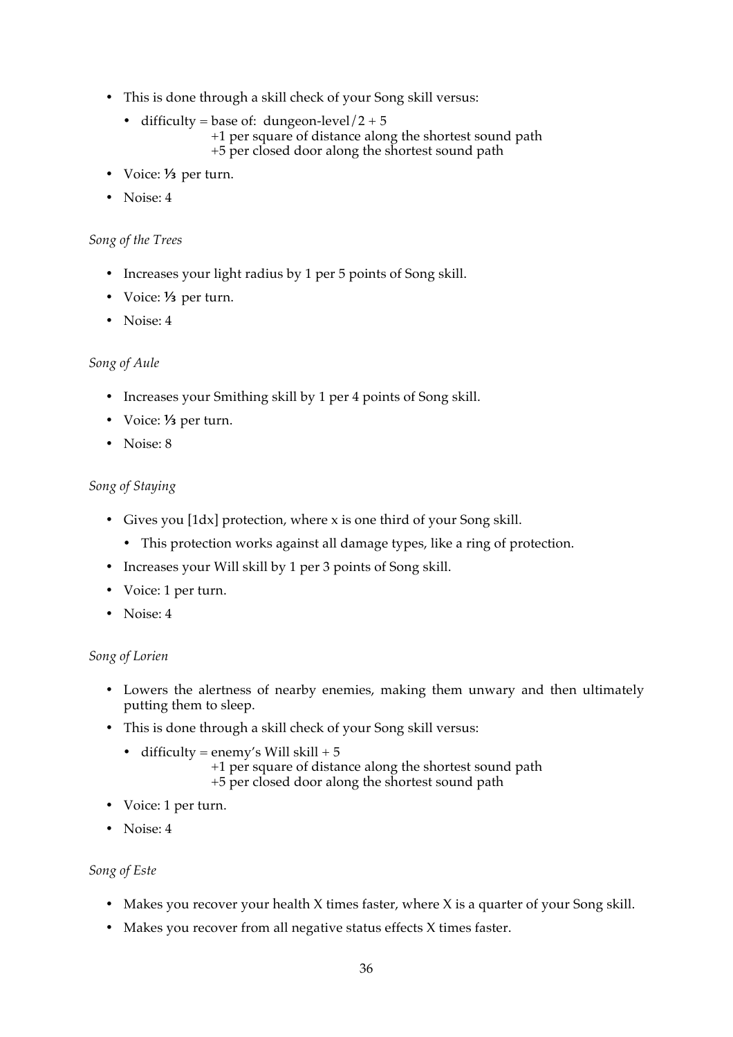- This is done through a skill check of your Song skill versus:
    - difficulty = base of: dungeon-level/2 + 5
      +1 per square of distance along the shortest sound path
      +5 per closed door along the shortest sound path
- Voice: ⅓ per turn.
- Noise: 4

*Song of the Trees*

- Increases your light radius by 1 per 5 points of Song skill.
- Voice: ⅓ per turn.
- Noise: 4

*Song of Aule*

- Increases your Smithing skill by 1 per 4 points of Song skill.
- Voice: ⅓ per turn.
- Noise: 8

*Song of Staying*

- Gives you [1dx] protection, where x is one third of your Song skill.
    - This protection works against all damage types, like a ring of protection.
- Increases your Will skill by 1 per 3 points of Song skill.
- Voice: 1 per turn.
- Noise: 4

*Song of Lorien*

- Lowers the alertness of nearby enemies, making them unwary and then ultimately putting them to sleep.
- This is done through a skill check of your Song skill versus:
    - difficulty = enemy's Will skill + 5
      +1 per square of distance along the shortest sound path
      +5 per closed door along the shortest sound path
- Voice: 1 per turn.
- Noise: 4

*Song of Este*

- Makes you recover your health X times faster, where X is a quarter of your Song skill.
- Makes you recover from all negative status effects X times faster.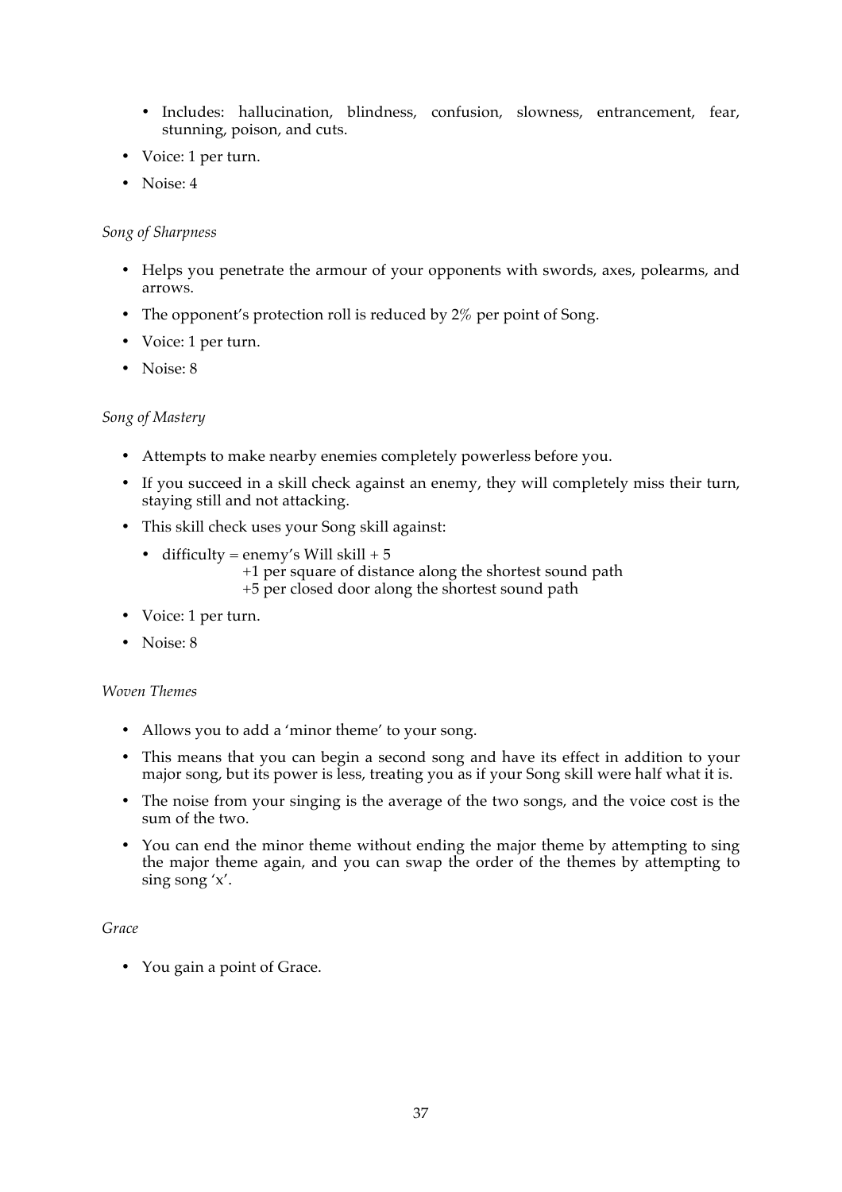- Includes: hallucination, blindness, confusion, slowness, entrancement, fear, stunning, poison, and cuts.
- Voice: 1 per turn.
- Noise: 4

*Song of Sharpness*

- Helps you penetrate the armour of your opponents with swords, axes, polearms, and arrows.
- The opponent's protection roll is reduced by 2% per point of Song.
- Voice: 1 per turn.
- Noise: 8

*Song of Mastery*

- Attempts to make nearby enemies completely powerless before you.
- If you succeed in a skill check against an enemy, they will completely miss their turn, staying still and not attacking.
- This skill check uses your Song skill against:
    - difficulty = enemy's Will skill + 5
      +1 per square of distance along the shortest sound path
      +5 per closed door along the shortest sound path
- Voice: 1 per turn.
- Noise: 8

*Woven Themes*

- Allows you to add a 'minor theme' to your song.
- This means that you can begin a second song and have its effect in addition to your major song, but its power is less, treating you as if your Song skill were half what it is.
- The noise from your singing is the average of the two songs, and the voice cost is the sum of the two.
- You can end the minor theme without ending the major theme by attempting to sing the major theme again, and you can swap the order of the themes by attempting to sing song 'x'.

*Grace*

- You gain a point of Grace.